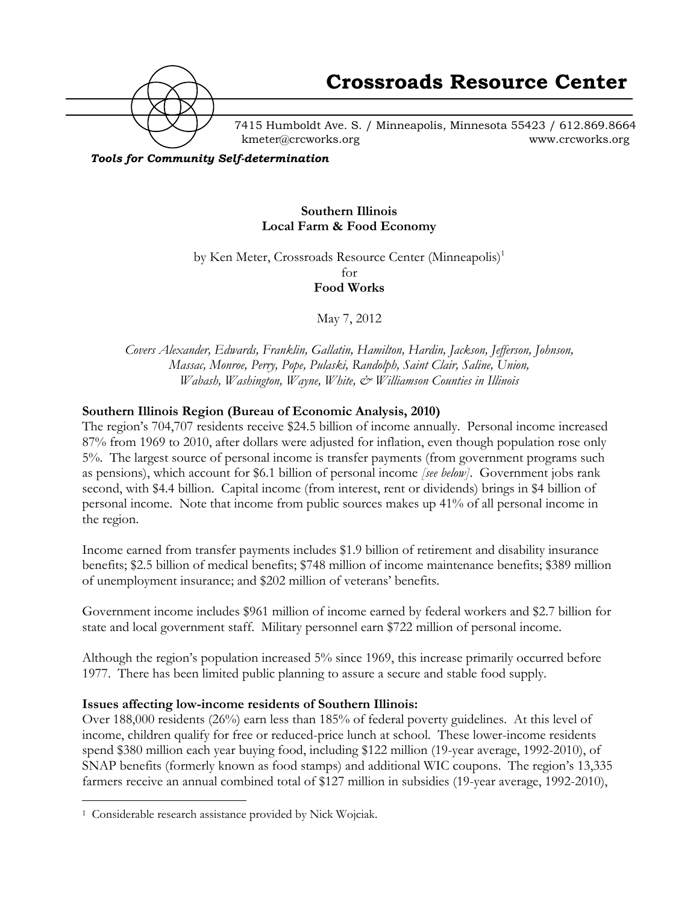# Crossroads Resource Center

7415 Humboldt Ave. S. / Minneapolis, Minnesota 55423 / 612.869.8664
kmeter@crcworks.org www.crcworks.org

***Tools for Community Self-determination***

**Southern Illinois**
**Local Farm & Food Economy**

by Ken Meter, Crossroads Resource Center (Minneapolis)[1]
for
**Food Works**

May 7, 2012

*Covers Alexander, Edwards, Franklin, Gallatin, Hamilton, Hardin, Jackson, Jefferson, Johnson, Massac, Monroe, Perry, Pope, Pulaski, Randolph, Saint Clair, Saline, Union, Wabash, Washington, Wayne, White, & Williamson Counties in Illinois*

**Southern Illinois Region (Bureau of Economic Analysis, 2010)**

The region's 704,707 residents receive $24.5 billion of income annually. Personal income increased 87% from 1969 to 2010, after dollars were adjusted for inflation, even though population rose only 5%. The largest source of personal income is transfer payments (from government programs such as pensions), which account for $6.1 billion of personal income *[see below]*. Government jobs rank second, with $4.4 billion. Capital income (from interest, rent or dividends) brings in $4 billion of personal income. Note that income from public sources makes up 41% of all personal income in the region.

Income earned from transfer payments includes $1.9 billion of retirement and disability insurance benefits; $2.5 billion of medical benefits; $748 million of income maintenance benefits; $389 million of unemployment insurance; and $202 million of veterans' benefits.

Government income includes $961 million of income earned by federal workers and $2.7 billion for state and local government staff. Military personnel earn $722 million of personal income.

Although the region's population increased 5% since 1969, this increase primarily occurred before 1977. There has been limited public planning to assure a secure and stable food supply.

**Issues affecting low-income residents of Southern Illinois:**

Over 188,000 residents (26%) earn less than 185% of federal poverty guidelines. At this level of income, children qualify for free or reduced-price lunch at school. These lower-income residents spend $380 million each year buying food, including $122 million (19-year average, 1992-2010), of SNAP benefits (formerly known as food stamps) and additional WIC coupons. The region's 13,335 farmers receive an annual combined total of $127 million in subsidies (19-year average, 1992-2010),

[1] Considerable research assistance provided by Nick Wojciak.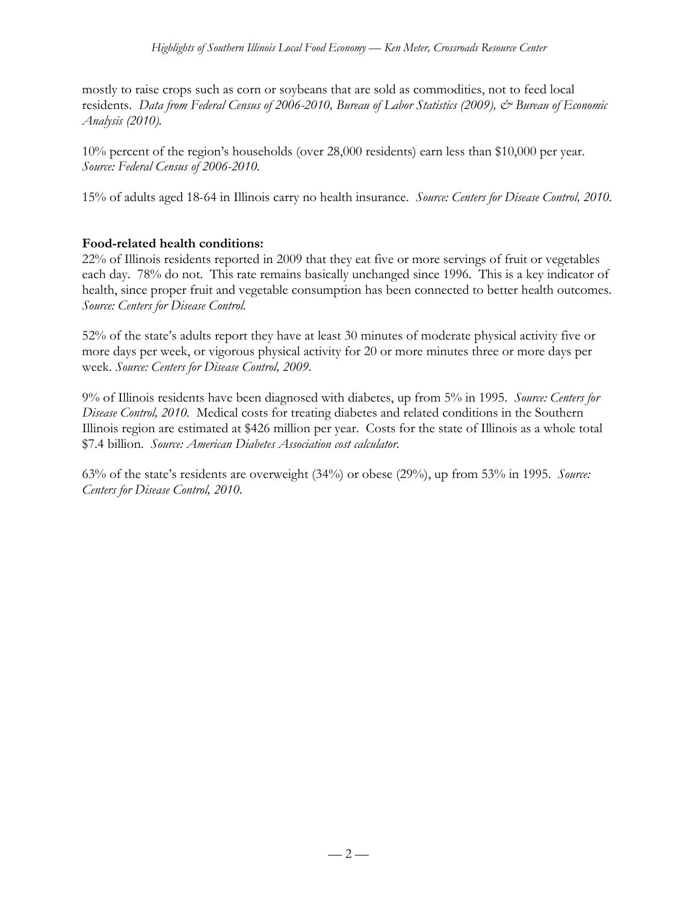mostly to raise crops such as corn or soybeans that are sold as commodities, not to feed local residents. *Data from Federal Census of 2006-2010, Bureau of Labor Statistics (2009), & Bureau of Economic Analysis (2010).*

10% percent of the region's households (over 28,000 residents) earn less than $10,000 per year. *Source: Federal Census of 2006-2010.*

15% of adults aged 18-64 in Illinois carry no health insurance. *Source: Centers for Disease Control, 2010.*

**Food-related health conditions:**

22% of Illinois residents reported in 2009 that they eat five or more servings of fruit or vegetables each day. 78% do not. This rate remains basically unchanged since 1996. This is a key indicator of health, since proper fruit and vegetable consumption has been connected to better health outcomes. *Source: Centers for Disease Control.*

52% of the state's adults report they have at least 30 minutes of moderate physical activity five or more days per week, or vigorous physical activity for 20 or more minutes three or more days per week. *Source: Centers for Disease Control, 2009.*

9% of Illinois residents have been diagnosed with diabetes, up from 5% in 1995. *Source: Centers for Disease Control, 2010.* Medical costs for treating diabetes and related conditions in the Southern Illinois region are estimated at $426 million per year. Costs for the state of Illinois as a whole total $7.4 billion. *Source: American Diabetes Association cost calculator.*

63% of the state's residents are overweight (34%) or obese (29%), up from 53% in 1995. *Source: Centers for Disease Control, 2010.*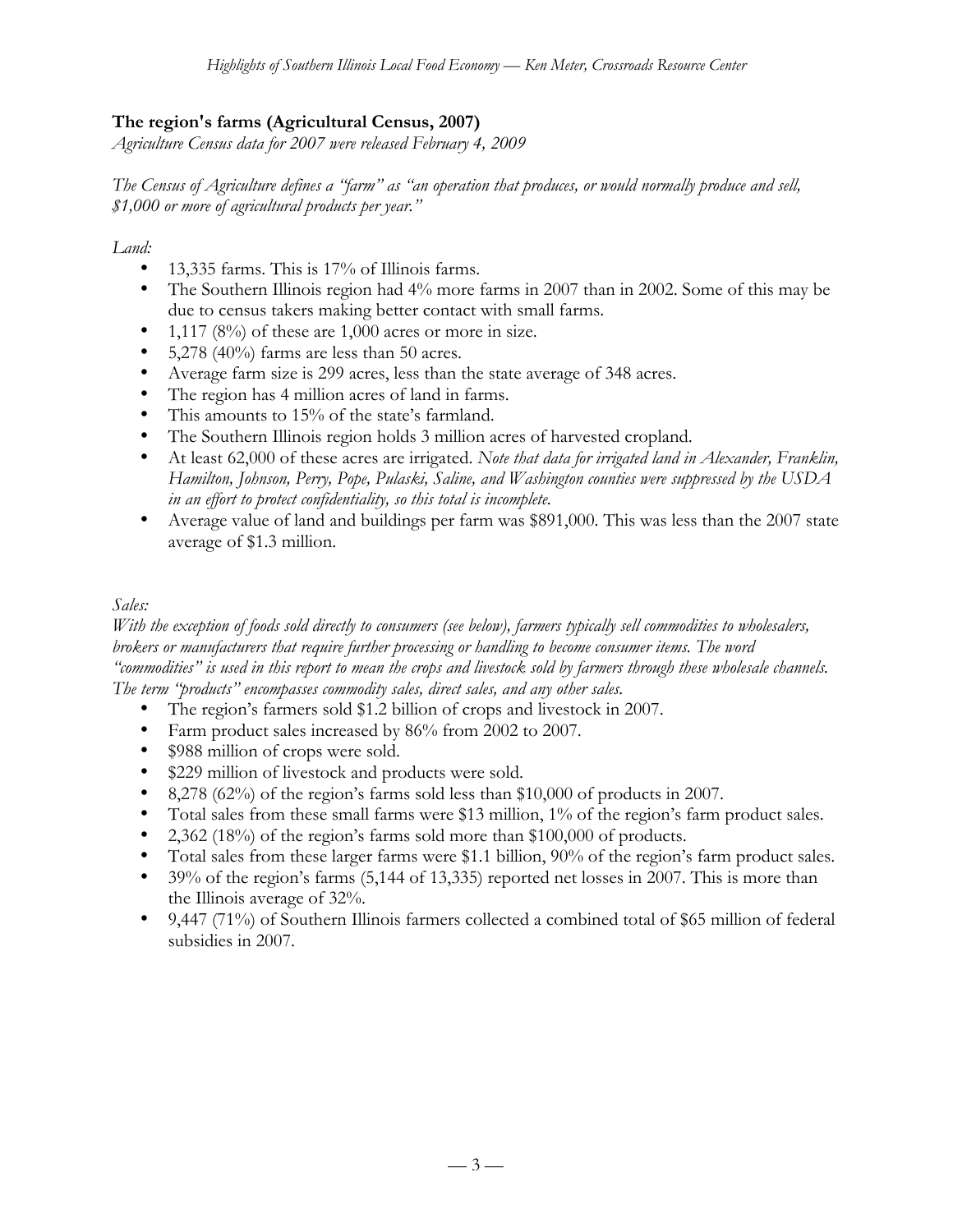## The region's farms (Agricultural Census, 2007)

*Agriculture Census data for 2007 were released February 4, 2009*

*The Census of Agriculture defines a "farm" as "an operation that produces, or would normally produce and sell, $1,000 or more of agricultural products per year."*

*Land:*

- 13,335 farms. This is 17% of Illinois farms.
- The Southern Illinois region had 4% more farms in 2007 than in 2002. Some of this may be due to census takers making better contact with small farms.
- 1,117 (8%) of these are 1,000 acres or more in size.
- 5,278 (40%) farms are less than 50 acres.
- Average farm size is 299 acres, less than the state average of 348 acres.
- The region has 4 million acres of land in farms.
- This amounts to 15% of the state's farmland.
- The Southern Illinois region holds 3 million acres of harvested cropland.
- At least 62,000 of these acres are irrigated. *Note that data for irrigated land in Alexander, Franklin, Hamilton, Johnson, Perry, Pope, Pulaski, Saline, and Washington counties were suppressed by the USDA in an effort to protect confidentiality, so this total is incomplete.*
- Average value of land and buildings per farm was $891,000. This was less than the 2007 state average of $1.3 million.

*Sales:*

*With the exception of foods sold directly to consumers (see below), farmers typically sell commodities to wholesalers, brokers or manufacturers that require further processing or handling to become consumer items. The word "commodities" is used in this report to mean the crops and livestock sold by farmers through these wholesale channels. The term "products" encompasses commodity sales, direct sales, and any other sales.*

- The region's farmers sold $1.2 billion of crops and livestock in 2007.
- Farm product sales increased by 86% from 2002 to 2007.
- $988 million of crops were sold.
- $229 million of livestock and products were sold.
- 8,278 (62%) of the region's farms sold less than $10,000 of products in 2007.
- Total sales from these small farms were $13 million, 1% of the region's farm product sales.
- 2,362 (18%) of the region's farms sold more than $100,000 of products.
- Total sales from these larger farms were $1.1 billion, 90% of the region's farm product sales.
- 39% of the region's farms (5,144 of 13,335) reported net losses in 2007. This is more than the Illinois average of 32%.
- 9,447 (71%) of Southern Illinois farmers collected a combined total of $65 million of federal subsidies in 2007.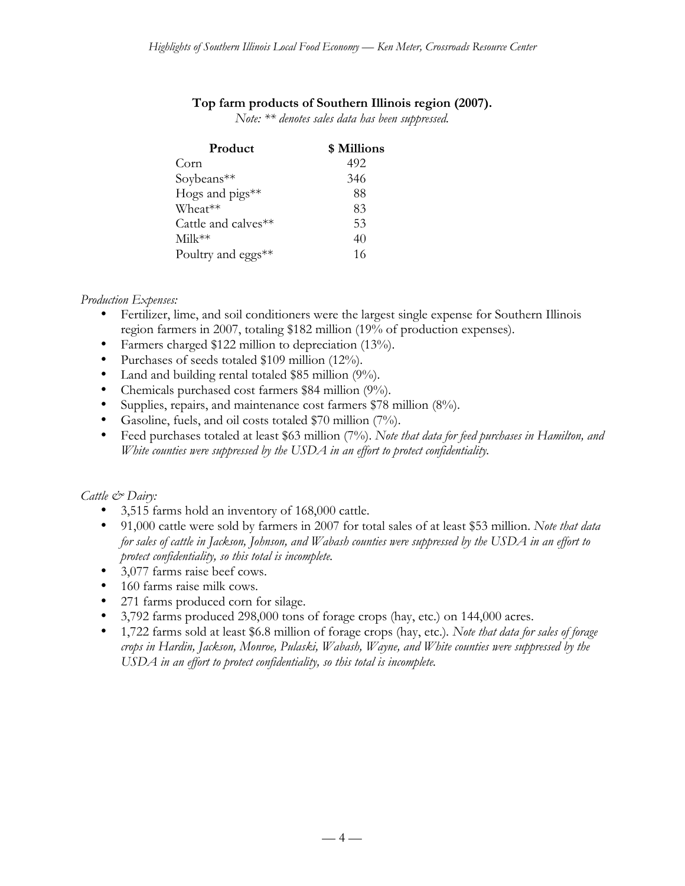**Top farm products of Southern Illinois region (2007).**

*Note: ** denotes sales data has been suppressed.*

| Product | $ Millions |
| --- | --- |
| Corn | 492 |
| Soybeans** | 346 |
| Hogs and pigs** | 88 |
| Wheat** | 83 |
| Cattle and calves** | 53 |
| Milk** | 40 |
| Poultry and eggs** | 16 |

*Production Expenses:*

- Fertilizer, lime, and soil conditioners were the largest single expense for Southern Illinois region farmers in 2007, totaling $182 million (19% of production expenses).
- Farmers charged $122 million to depreciation (13%).
- Purchases of seeds totaled $109 million (12%).
- Land and building rental totaled $85 million (9%).
- Chemicals purchased cost farmers $84 million (9%).
- Supplies, repairs, and maintenance cost farmers $78 million (8%).
- Gasoline, fuels, and oil costs totaled $70 million (7%).
- Feed purchases totaled at least $63 million (7%). *Note that data for feed purchases in Hamilton, and White counties were suppressed by the USDA in an effort to protect confidentiality.*

*Cattle & Dairy:*

- 3,515 farms hold an inventory of 168,000 cattle.
- 91,000 cattle were sold by farmers in 2007 for total sales of at least $53 million. *Note that data for sales of cattle in Jackson, Johnson, and Wabash counties were suppressed by the USDA in an effort to protect confidentiality, so this total is incomplete.*
- 3,077 farms raise beef cows.
- 160 farms raise milk cows.
- 271 farms produced corn for silage.
- 3,792 farms produced 298,000 tons of forage crops (hay, etc.) on 144,000 acres.
- 1,722 farms sold at least $6.8 million of forage crops (hay, etc.). *Note that data for sales of forage crops in Hardin, Jackson, Monroe, Pulaski, Wabash, Wayne, and White counties were suppressed by the USDA in an effort to protect confidentiality, so this total is incomplete.*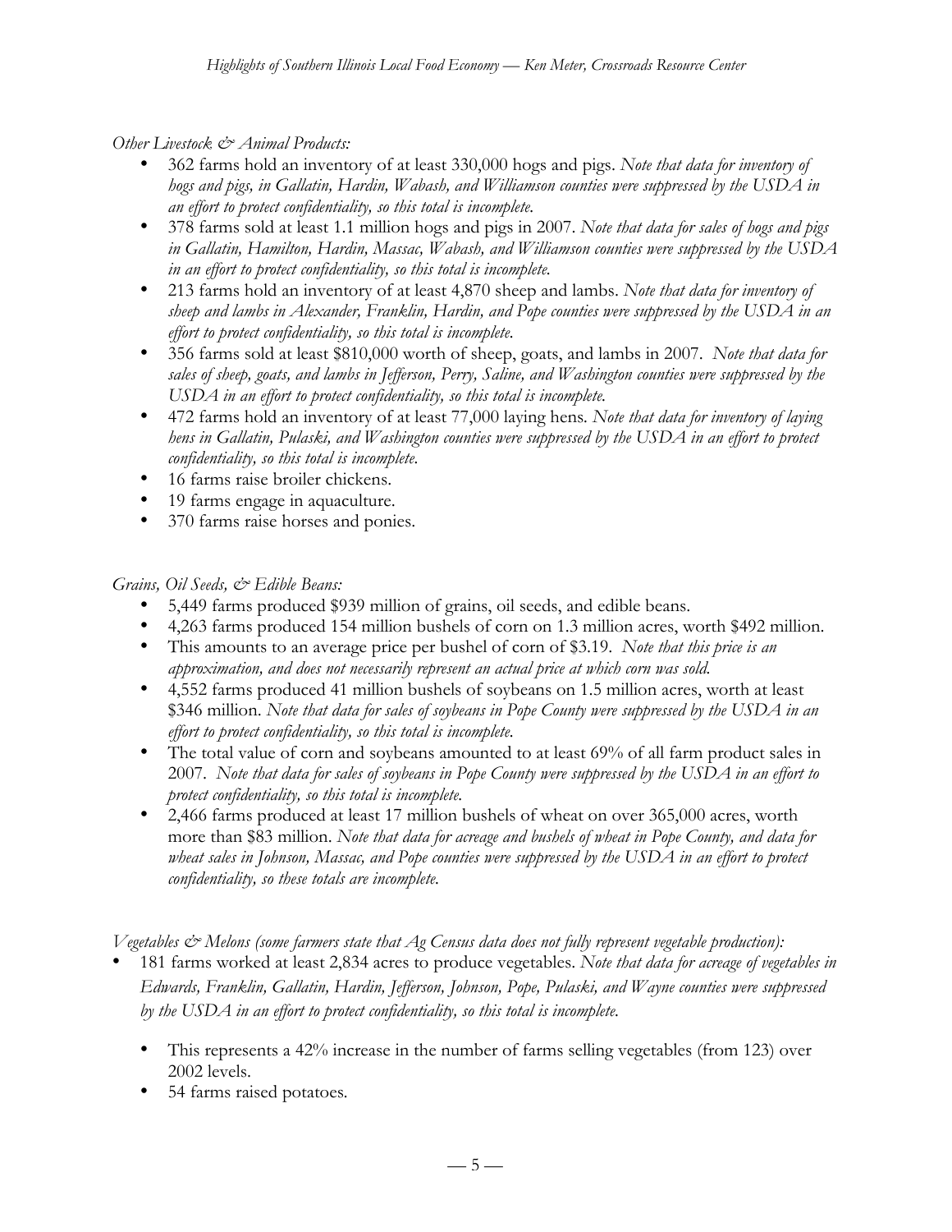*Other Livestock & Animal Products:*

- 362 farms hold an inventory of at least 330,000 hogs and pigs. *Note that data for inventory of hogs and pigs, in Gallatin, Hardin, Wabash, and Williamson counties were suppressed by the USDA in an effort to protect confidentiality, so this total is incomplete.*
- 378 farms sold at least 1.1 million hogs and pigs in 2007. *Note that data for sales of hogs and pigs in Gallatin, Hamilton, Hardin, Massac, Wabash, and Williamson counties were suppressed by the USDA in an effort to protect confidentiality, so this total is incomplete.*
- 213 farms hold an inventory of at least 4,870 sheep and lambs. *Note that data for inventory of sheep and lambs in Alexander, Franklin, Hardin, and Pope counties were suppressed by the USDA in an effort to protect confidentiality, so this total is incomplete.*
- 356 farms sold at least $810,000 worth of sheep, goats, and lambs in 2007. *Note that data for sales of sheep, goats, and lambs in Jefferson, Perry, Saline, and Washington counties were suppressed by the USDA in an effort to protect confidentiality, so this total is incomplete.*
- 472 farms hold an inventory of at least 77,000 laying hens. *Note that data for inventory of laying hens in Gallatin, Pulaski, and Washington counties were suppressed by the USDA in an effort to protect confidentiality, so this total is incomplete.*
- 16 farms raise broiler chickens.
- 19 farms engage in aquaculture.
- 370 farms raise horses and ponies.

*Grains, Oil Seeds, & Edible Beans:*

- 5,449 farms produced $939 million of grains, oil seeds, and edible beans.
- 4,263 farms produced 154 million bushels of corn on 1.3 million acres, worth $492 million.
- This amounts to an average price per bushel of corn of $3.19. *Note that this price is an approximation, and does not necessarily represent an actual price at which corn was sold.*
- 4,552 farms produced 41 million bushels of soybeans on 1.5 million acres, worth at least $346 million. *Note that data for sales of soybeans in Pope County were suppressed by the USDA in an effort to protect confidentiality, so this total is incomplete.*
- The total value of corn and soybeans amounted to at least 69% of all farm product sales in 2007. *Note that data for sales of soybeans in Pope County were suppressed by the USDA in an effort to protect confidentiality, so this total is incomplete.*
- 2,466 farms produced at least 17 million bushels of wheat on over 365,000 acres, worth more than $83 million. *Note that data for acreage and bushels of wheat in Pope County, and data for wheat sales in Johnson, Massac, and Pope counties were suppressed by the USDA in an effort to protect confidentiality, so these totals are incomplete.*

*Vegetables & Melons (some farmers state that Ag Census data does not fully represent vegetable production):*

- 181 farms worked at least 2,834 acres to produce vegetables. *Note that data for acreage of vegetables in Edwards, Franklin, Gallatin, Hardin, Jefferson, Johnson, Pope, Pulaski, and Wayne counties were suppressed by the USDA in an effort to protect confidentiality, so this total is incomplete.*
  - This represents a 42% increase in the number of farms selling vegetables (from 123) over 2002 levels.
  - 54 farms raised potatoes.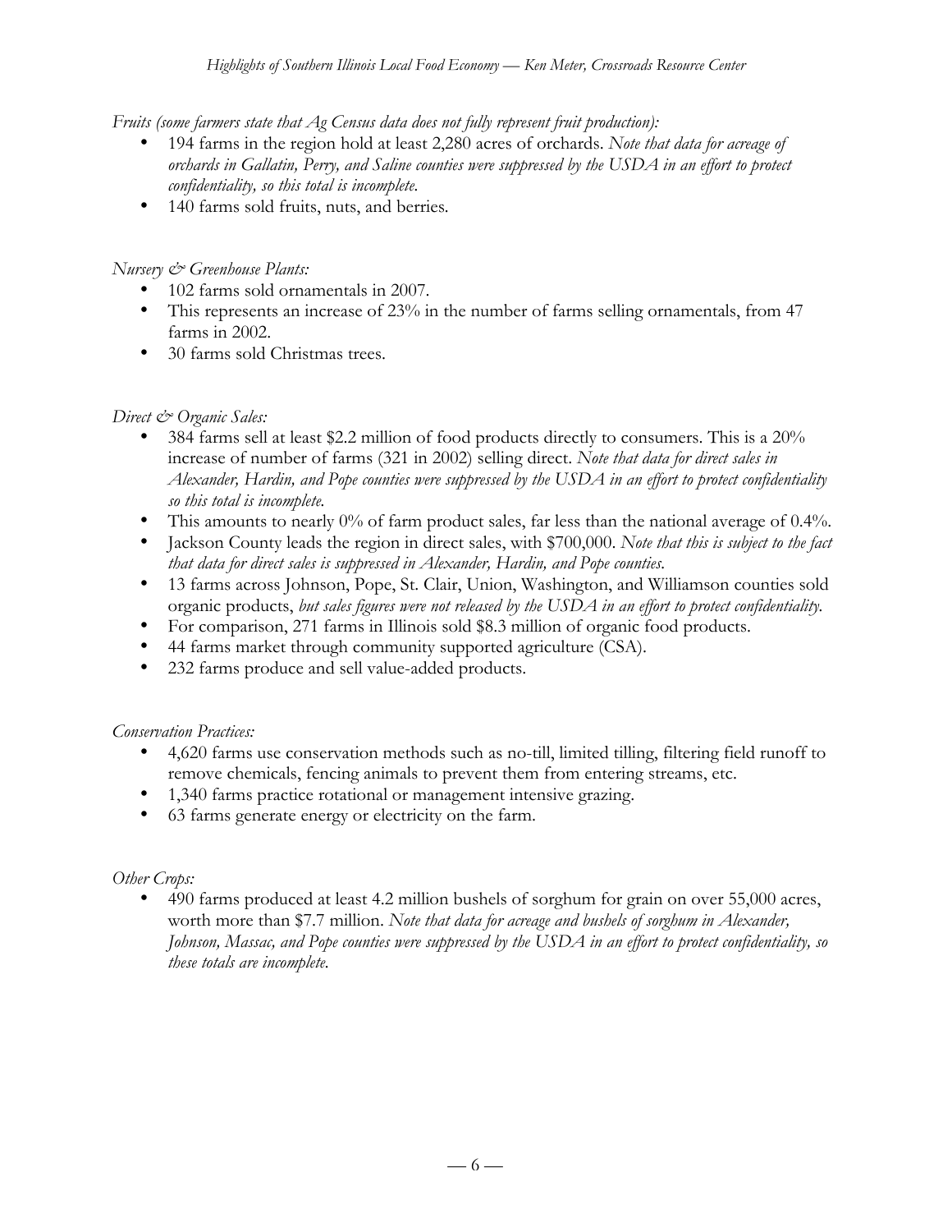*Fruits (some farmers state that Ag Census data does not fully represent fruit production):*

- 194 farms in the region hold at least 2,280 acres of orchards. *Note that data for acreage of orchards in Gallatin, Perry, and Saline counties were suppressed by the USDA in an effort to protect confidentiality, so this total is incomplete.*
- 140 farms sold fruits, nuts, and berries.

*Nursery & Greenhouse Plants:*

- 102 farms sold ornamentals in 2007.
- This represents an increase of 23% in the number of farms selling ornamentals, from 47 farms in 2002.
- 30 farms sold Christmas trees.

*Direct & Organic Sales:*

- 384 farms sell at least $2.2 million of food products directly to consumers. This is a 20% increase of number of farms (321 in 2002) selling direct. *Note that data for direct sales in Alexander, Hardin, and Pope counties were suppressed by the USDA in an effort to protect confidentiality so this total is incomplete.*
- This amounts to nearly 0% of farm product sales, far less than the national average of 0.4%.
- Jackson County leads the region in direct sales, with $700,000. *Note that this is subject to the fact that data for direct sales is suppressed in Alexander, Hardin, and Pope counties.*
- 13 farms across Johnson, Pope, St. Clair, Union, Washington, and Williamson counties sold organic products, *but sales figures were not released by the USDA in an effort to protect confidentiality.*
- For comparison, 271 farms in Illinois sold $8.3 million of organic food products.
- 44 farms market through community supported agriculture (CSA).
- 232 farms produce and sell value-added products.

*Conservation Practices:*

- 4,620 farms use conservation methods such as no-till, limited tilling, filtering field runoff to remove chemicals, fencing animals to prevent them from entering streams, etc.
- 1,340 farms practice rotational or management intensive grazing.
- 63 farms generate energy or electricity on the farm.

*Other Crops:*

- 490 farms produced at least 4.2 million bushels of sorghum for grain on over 55,000 acres, worth more than $7.7 million. *Note that data for acreage and bushels of sorghum in Alexander, Johnson, Massac, and Pope counties were suppressed by the USDA in an effort to protect confidentiality, so these totals are incomplete.*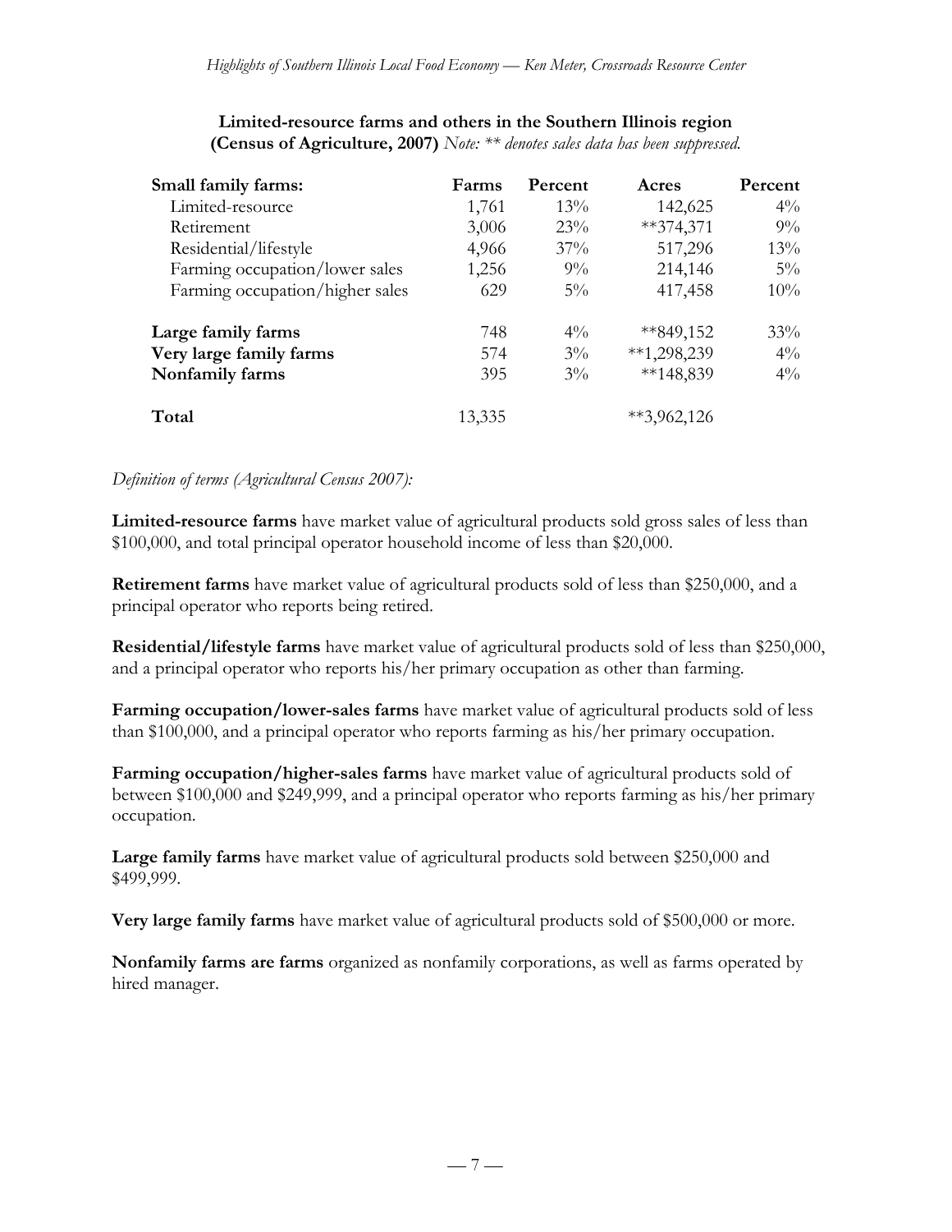**Limited-resource farms and others in the Southern Illinois region (Census of Agriculture, 2007)** *Note: ** denotes sales data has been suppressed.*

| Small family farms: | Farms | Percent | Acres | Percent |
|---|---|---|---|---|
| Limited-resource | 1,761 | 13% | 142,625 | 4% |
| Retirement | 3,006 | 23% | **374,371 | 9% |
| Residential/lifestyle | 4,966 | 37% | 517,296 | 13% |
| Farming occupation/lower sales | 1,256 | 9% | 214,146 | 5% |
| Farming occupation/higher sales | 629 | 5% | 417,458 | 10% |
| **Large family farms** | 748 | 4% | **849,152 | 33% |
| **Very large family farms** | 574 | 3% | **1,298,239 | 4% |
| **Nonfamily farms** | 395 | 3% | **148,839 | 4% |
| **Total** | 13,335 | | **3,962,126 | |

*Definition of terms (Agricultural Census 2007):*

**Limited-resource farms** have market value of agricultural products sold gross sales of less than $100,000, and total principal operator household income of less than $20,000.

**Retirement farms** have market value of agricultural products sold of less than $250,000, and a principal operator who reports being retired.

**Residential/lifestyle farms** have market value of agricultural products sold of less than $250,000, and a principal operator who reports his/her primary occupation as other than farming.

**Farming occupation/lower-sales farms** have market value of agricultural products sold of less than $100,000, and a principal operator who reports farming as his/her primary occupation.

**Farming occupation/higher-sales farms** have market value of agricultural products sold of between $100,000 and $249,999, and a principal operator who reports farming as his/her primary occupation.

**Large family farms** have market value of agricultural products sold between $250,000 and $499,999.

**Very large family farms** have market value of agricultural products sold of $500,000 or more.

**Nonfamily farms are farms** organized as nonfamily corporations, as well as farms operated by hired manager.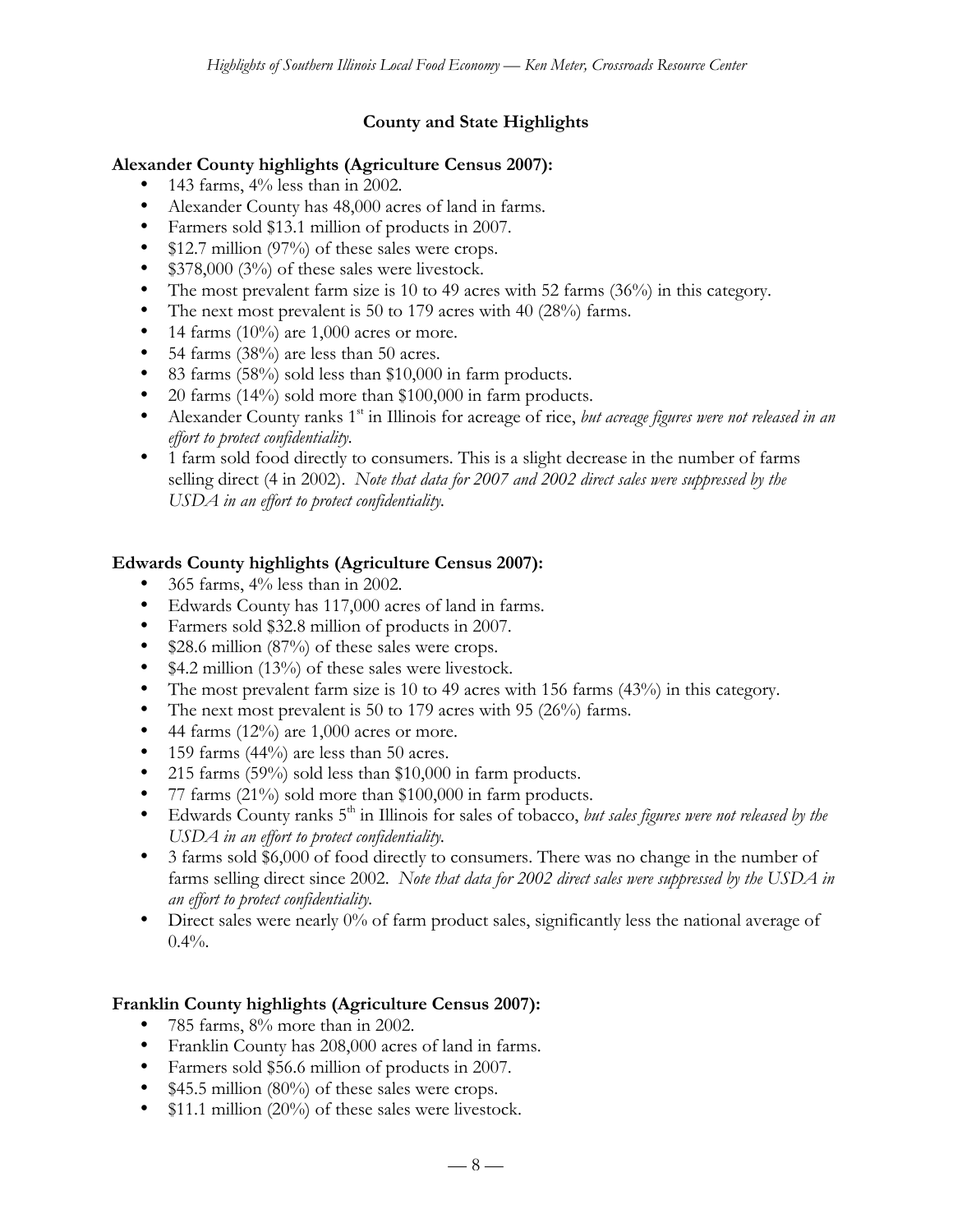## County and State Highlights

### Alexander County highlights (Agriculture Census 2007):

- 143 farms, 4% less than in 2002.
- Alexander County has 48,000 acres of land in farms.
- Farmers sold $13.1 million of products in 2007.
- $12.7 million (97%) of these sales were crops.
- $378,000 (3%) of these sales were livestock.
- The most prevalent farm size is 10 to 49 acres with 52 farms (36%) in this category.
- The next most prevalent is 50 to 179 acres with 40 (28%) farms.
- 14 farms (10%) are 1,000 acres or more.
- 54 farms (38%) are less than 50 acres.
- 83 farms (58%) sold less than $10,000 in farm products.
- 20 farms (14%) sold more than $100,000 in farm products.
- Alexander County ranks 1st in Illinois for acreage of rice, *but acreage figures were not released in an effort to protect confidentiality.*
- 1 farm sold food directly to consumers. This is a slight decrease in the number of farms selling direct (4 in 2002). *Note that data for 2007 and 2002 direct sales were suppressed by the USDA in an effort to protect confidentiality.*

### Edwards County highlights (Agriculture Census 2007):

- 365 farms, 4% less than in 2002.
- Edwards County has 117,000 acres of land in farms.
- Farmers sold $32.8 million of products in 2007.
- $28.6 million (87%) of these sales were crops.
- $4.2 million (13%) of these sales were livestock.
- The most prevalent farm size is 10 to 49 acres with 156 farms (43%) in this category.
- The next most prevalent is 50 to 179 acres with 95 (26%) farms.
- 44 farms (12%) are 1,000 acres or more.
- 159 farms (44%) are less than 50 acres.
- 215 farms (59%) sold less than $10,000 in farm products.
- 77 farms (21%) sold more than $100,000 in farm products.
- Edwards County ranks 5th in Illinois for sales of tobacco, *but sales figures were not released by the USDA in an effort to protect confidentiality.*
- 3 farms sold $6,000 of food directly to consumers. There was no change in the number of farms selling direct since 2002. *Note that data for 2002 direct sales were suppressed by the USDA in an effort to protect confidentiality.*
- Direct sales were nearly 0% of farm product sales, significantly less the national average of 0.4%.

### Franklin County highlights (Agriculture Census 2007):

- 785 farms, 8% more than in 2002.
- Franklin County has 208,000 acres of land in farms.
- Farmers sold $56.6 million of products in 2007.
- $45.5 million (80%) of these sales were crops.
- $11.1 million (20%) of these sales were livestock.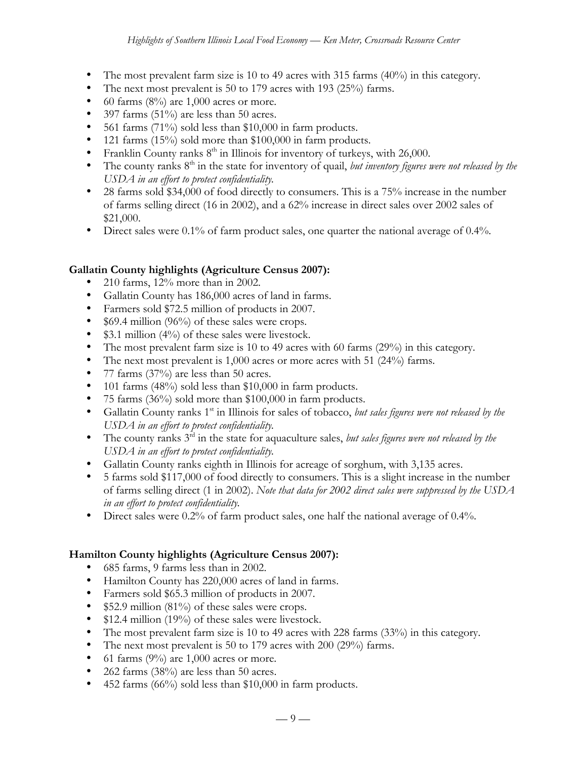- The most prevalent farm size is 10 to 49 acres with 315 farms (40%) in this category.
- The next most prevalent is 50 to 179 acres with 193 (25%) farms.
- 60 farms (8%) are 1,000 acres or more.
- 397 farms (51%) are less than 50 acres.
- 561 farms (71%) sold less than $10,000 in farm products.
- 121 farms (15%) sold more than $100,000 in farm products.
- Franklin County ranks 8th in Illinois for inventory of turkeys, with 26,000.
- The county ranks 8th in the state for inventory of quail, *but inventory figures were not released by the USDA in an effort to protect confidentiality.*
- 28 farms sold $34,000 of food directly to consumers. This is a 75% increase in the number of farms selling direct (16 in 2002), and a 62% increase in direct sales over 2002 sales of $21,000.
- Direct sales were 0.1% of farm product sales, one quarter the national average of 0.4%.

**Gallatin County highlights (Agriculture Census 2007):**

- 210 farms, 12% more than in 2002.
- Gallatin County has 186,000 acres of land in farms.
- Farmers sold $72.5 million of products in 2007.
- $69.4 million (96%) of these sales were crops.
- $3.1 million (4%) of these sales were livestock.
- The most prevalent farm size is 10 to 49 acres with 60 farms (29%) in this category.
- The next most prevalent is 1,000 acres or more acres with 51 (24%) farms.
- 77 farms (37%) are less than 50 acres.
- 101 farms (48%) sold less than $10,000 in farm products.
- 75 farms (36%) sold more than $100,000 in farm products.
- Gallatin County ranks 1st in Illinois for sales of tobacco, *but sales figures were not released by the USDA in an effort to protect confidentiality.*
- The county ranks 3rd in the state for aquaculture sales, *but sales figures were not released by the USDA in an effort to protect confidentiality.*
- Gallatin County ranks eighth in Illinois for acreage of sorghum, with 3,135 acres.
- 5 farms sold $117,000 of food directly to consumers. This is a slight increase in the number of farms selling direct (1 in 2002). *Note that data for 2002 direct sales were suppressed by the USDA in an effort to protect confidentiality.*
- Direct sales were 0.2% of farm product sales, one half the national average of 0.4%.

**Hamilton County highlights (Agriculture Census 2007):**

- 685 farms, 9 farms less than in 2002.
- Hamilton County has 220,000 acres of land in farms.
- Farmers sold $65.3 million of products in 2007.
- $52.9 million (81%) of these sales were crops.
- $12.4 million (19%) of these sales were livestock.
- The most prevalent farm size is 10 to 49 acres with 228 farms (33%) in this category.
- The next most prevalent is 50 to 179 acres with 200 (29%) farms.
- 61 farms (9%) are 1,000 acres or more.
- 262 farms (38%) are less than 50 acres.
- 452 farms (66%) sold less than $10,000 in farm products.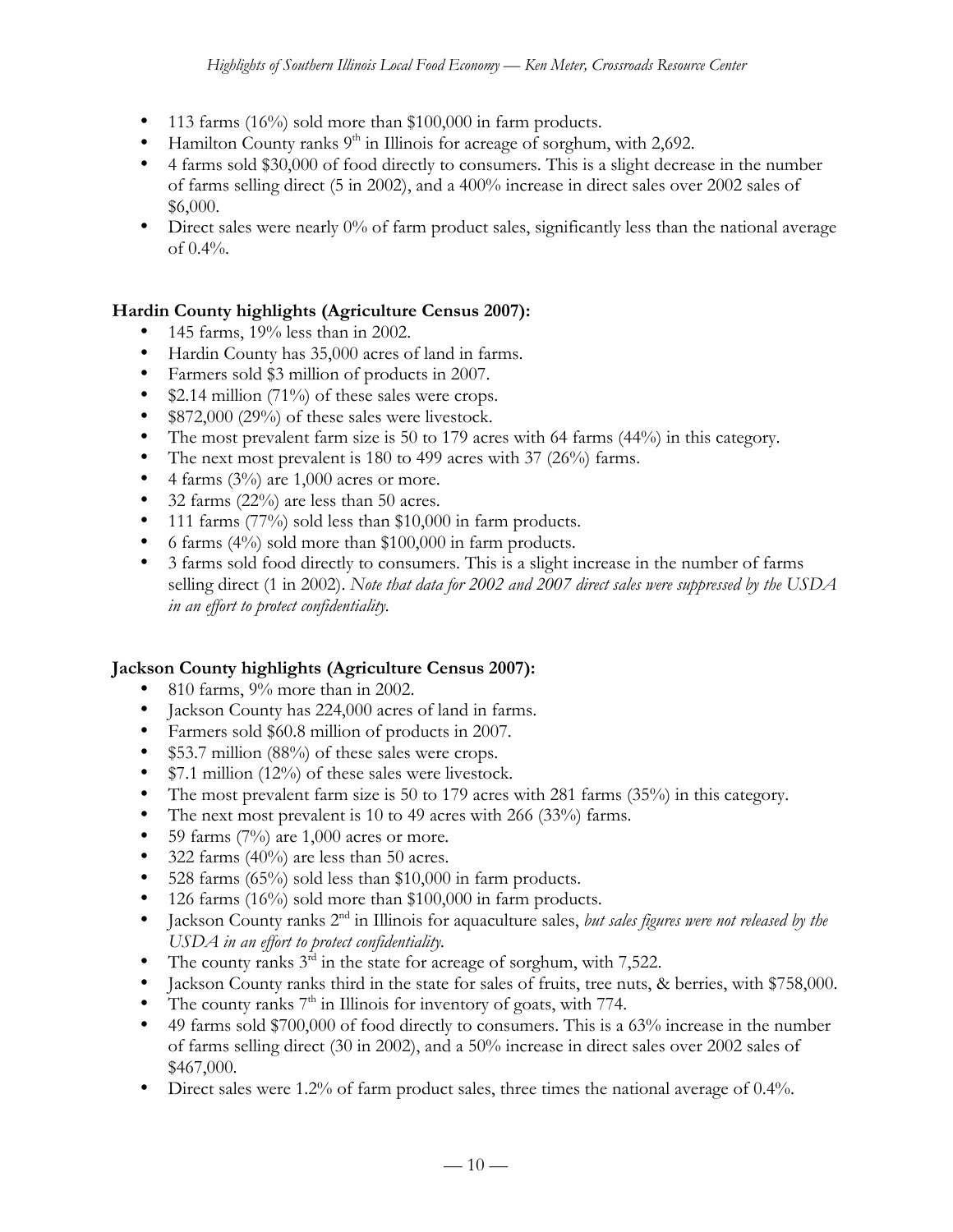- 113 farms (16%) sold more than $100,000 in farm products.
- Hamilton County ranks 9th in Illinois for acreage of sorghum, with 2,692.
- 4 farms sold $30,000 of food directly to consumers. This is a slight decrease in the number of farms selling direct (5 in 2002), and a 400% increase in direct sales over 2002 sales of $6,000.
- Direct sales were nearly 0% of farm product sales, significantly less than the national average of 0.4%.

**Hardin County highlights (Agriculture Census 2007):**

- 145 farms, 19% less than in 2002.
- Hardin County has 35,000 acres of land in farms.
- Farmers sold $3 million of products in 2007.
- $2.14 million (71%) of these sales were crops.
- $872,000 (29%) of these sales were livestock.
- The most prevalent farm size is 50 to 179 acres with 64 farms (44%) in this category.
- The next most prevalent is 180 to 499 acres with 37 (26%) farms.
- 4 farms (3%) are 1,000 acres or more.
- 32 farms (22%) are less than 50 acres.
- 111 farms (77%) sold less than $10,000 in farm products.
- 6 farms (4%) sold more than $100,000 in farm products.
- 3 farms sold food directly to consumers. This is a slight increase in the number of farms selling direct (1 in 2002). *Note that data for 2002 and 2007 direct sales were suppressed by the USDA in an effort to protect confidentiality.*

**Jackson County highlights (Agriculture Census 2007):**

- 810 farms, 9% more than in 2002.
- Jackson County has 224,000 acres of land in farms.
- Farmers sold $60.8 million of products in 2007.
- $53.7 million (88%) of these sales were crops.
- $7.1 million (12%) of these sales were livestock.
- The most prevalent farm size is 50 to 179 acres with 281 farms (35%) in this category.
- The next most prevalent is 10 to 49 acres with 266 (33%) farms.
- 59 farms (7%) are 1,000 acres or more.
- 322 farms (40%) are less than 50 acres.
- 528 farms (65%) sold less than $10,000 in farm products.
- 126 farms (16%) sold more than $100,000 in farm products.
- Jackson County ranks 2nd in Illinois for aquaculture sales, *but sales figures were not released by the USDA in an effort to protect confidentiality.*
- The county ranks 3rd in the state for acreage of sorghum, with 7,522.
- Jackson County ranks third in the state for sales of fruits, tree nuts, & berries, with $758,000.
- The county ranks 7th in Illinois for inventory of goats, with 774.
- 49 farms sold $700,000 of food directly to consumers. This is a 63% increase in the number of farms selling direct (30 in 2002), and a 50% increase in direct sales over 2002 sales of $467,000.
- Direct sales were 1.2% of farm product sales, three times the national average of 0.4%.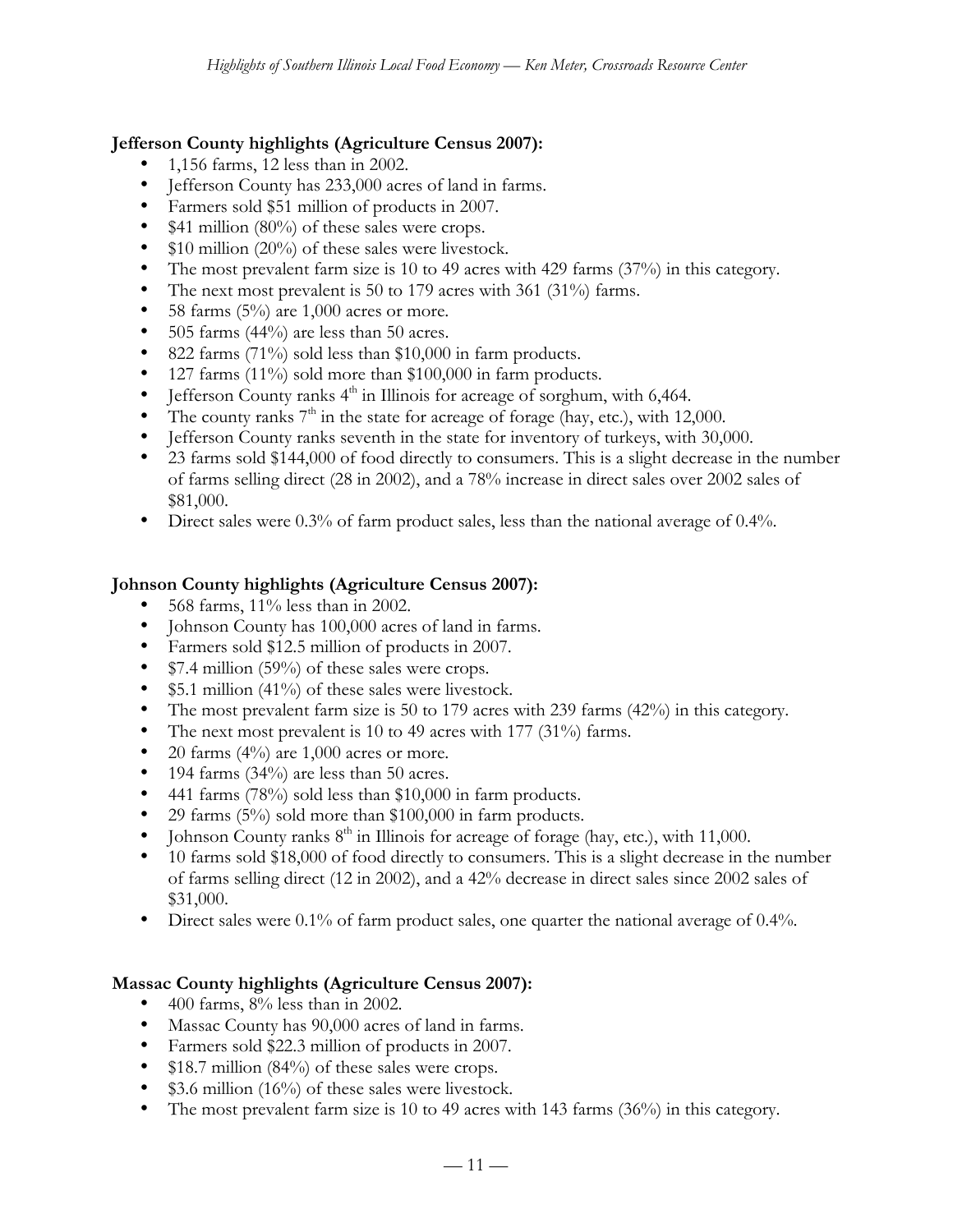**Jefferson County highlights (Agriculture Census 2007):**

- 1,156 farms, 12 less than in 2002.
- Jefferson County has 233,000 acres of land in farms.
- Farmers sold $51 million of products in 2007.
- $41 million (80%) of these sales were crops.
- $10 million (20%) of these sales were livestock.
- The most prevalent farm size is 10 to 49 acres with 429 farms (37%) in this category.
- The next most prevalent is 50 to 179 acres with 361 (31%) farms.
- 58 farms (5%) are 1,000 acres or more.
- 505 farms (44%) are less than 50 acres.
- 822 farms (71%) sold less than $10,000 in farm products.
- 127 farms (11%) sold more than $100,000 in farm products.
- Jefferson County ranks 4th in Illinois for acreage of sorghum, with 6,464.
- The county ranks 7th in the state for acreage of forage (hay, etc.), with 12,000.
- Jefferson County ranks seventh in the state for inventory of turkeys, with 30,000.
- 23 farms sold $144,000 of food directly to consumers. This is a slight decrease in the number of farms selling direct (28 in 2002), and a 78% increase in direct sales over 2002 sales of $81,000.
- Direct sales were 0.3% of farm product sales, less than the national average of 0.4%.

**Johnson County highlights (Agriculture Census 2007):**

- 568 farms, 11% less than in 2002.
- Johnson County has 100,000 acres of land in farms.
- Farmers sold $12.5 million of products in 2007.
- $7.4 million (59%) of these sales were crops.
- $5.1 million (41%) of these sales were livestock.
- The most prevalent farm size is 50 to 179 acres with 239 farms (42%) in this category.
- The next most prevalent is 10 to 49 acres with 177 (31%) farms.
- 20 farms (4%) are 1,000 acres or more.
- 194 farms (34%) are less than 50 acres.
- 441 farms (78%) sold less than $10,000 in farm products.
- 29 farms (5%) sold more than $100,000 in farm products.
- Johnson County ranks 8th in Illinois for acreage of forage (hay, etc.), with 11,000.
- 10 farms sold $18,000 of food directly to consumers. This is a slight decrease in the number of farms selling direct (12 in 2002), and a 42% decrease in direct sales since 2002 sales of $31,000.
- Direct sales were 0.1% of farm product sales, one quarter the national average of 0.4%.

**Massac County highlights (Agriculture Census 2007):**

- 400 farms, 8% less than in 2002.
- Massac County has 90,000 acres of land in farms.
- Farmers sold $22.3 million of products in 2007.
- $18.7 million (84%) of these sales were crops.
- $3.6 million (16%) of these sales were livestock.
- The most prevalent farm size is 10 to 49 acres with 143 farms (36%) in this category.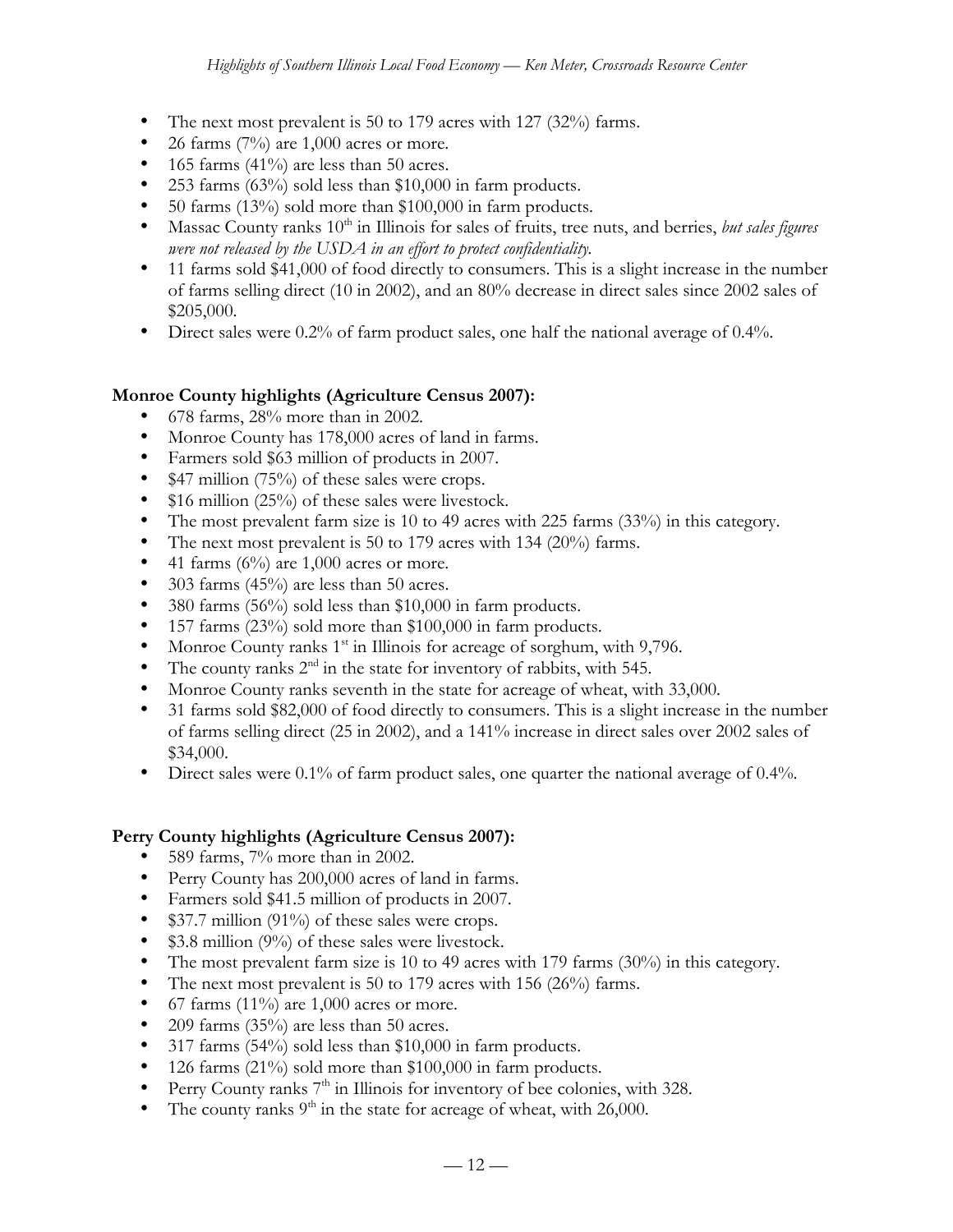- The next most prevalent is 50 to 179 acres with 127 (32%) farms.
- 26 farms (7%) are 1,000 acres or more.
- 165 farms (41%) are less than 50 acres.
- 253 farms (63%) sold less than $10,000 in farm products.
- 50 farms (13%) sold more than $100,000 in farm products.
- Massac County ranks 10th in Illinois for sales of fruits, tree nuts, and berries, *but sales figures were not released by the USDA in an effort to protect confidentiality.*
- 11 farms sold $41,000 of food directly to consumers. This is a slight increase in the number of farms selling direct (10 in 2002), and an 80% decrease in direct sales since 2002 sales of $205,000.
- Direct sales were 0.2% of farm product sales, one half the national average of 0.4%.

**Monroe County highlights (Agriculture Census 2007):**

- 678 farms, 28% more than in 2002.
- Monroe County has 178,000 acres of land in farms.
- Farmers sold $63 million of products in 2007.
- $47 million (75%) of these sales were crops.
- $16 million (25%) of these sales were livestock.
- The most prevalent farm size is 10 to 49 acres with 225 farms (33%) in this category.
- The next most prevalent is 50 to 179 acres with 134 (20%) farms.
- 41 farms (6%) are 1,000 acres or more.
- 303 farms (45%) are less than 50 acres.
- 380 farms (56%) sold less than $10,000 in farm products.
- 157 farms (23%) sold more than $100,000 in farm products.
- Monroe County ranks 1st in Illinois for acreage of sorghum, with 9,796.
- The county ranks 2nd in the state for inventory of rabbits, with 545.
- Monroe County ranks seventh in the state for acreage of wheat, with 33,000.
- 31 farms sold $82,000 of food directly to consumers. This is a slight increase in the number of farms selling direct (25 in 2002), and a 141% increase in direct sales over 2002 sales of $34,000.
- Direct sales were 0.1% of farm product sales, one quarter the national average of 0.4%.

**Perry County highlights (Agriculture Census 2007):**

- 589 farms, 7% more than in 2002.
- Perry County has 200,000 acres of land in farms.
- Farmers sold $41.5 million of products in 2007.
- $37.7 million (91%) of these sales were crops.
- $3.8 million (9%) of these sales were livestock.
- The most prevalent farm size is 10 to 49 acres with 179 farms (30%) in this category.
- The next most prevalent is 50 to 179 acres with 156 (26%) farms.
- 67 farms (11%) are 1,000 acres or more.
- 209 farms (35%) are less than 50 acres.
- 317 farms (54%) sold less than $10,000 in farm products.
- 126 farms (21%) sold more than $100,000 in farm products.
- Perry County ranks 7th in Illinois for inventory of bee colonies, with 328.
- The county ranks 9th in the state for acreage of wheat, with 26,000.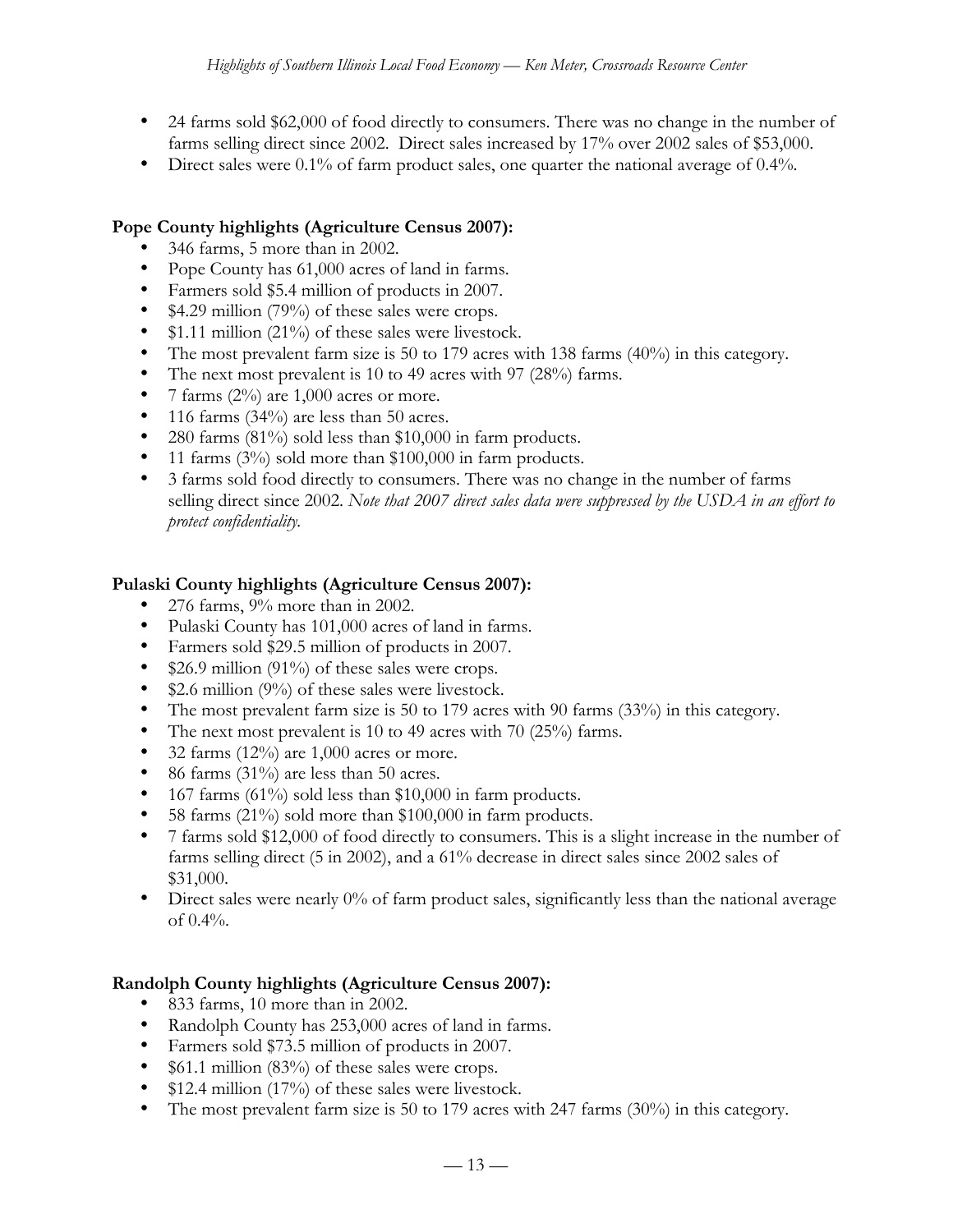- 24 farms sold $62,000 of food directly to consumers. There was no change in the number of farms selling direct since 2002. Direct sales increased by 17% over 2002 sales of $53,000.
- Direct sales were 0.1% of farm product sales, one quarter the national average of 0.4%.

**Pope County highlights (Agriculture Census 2007):**

- 346 farms, 5 more than in 2002.
- Pope County has 61,000 acres of land in farms.
- Farmers sold $5.4 million of products in 2007.
- $4.29 million (79%) of these sales were crops.
- $1.11 million (21%) of these sales were livestock.
- The most prevalent farm size is 50 to 179 acres with 138 farms (40%) in this category.
- The next most prevalent is 10 to 49 acres with 97 (28%) farms.
- 7 farms (2%) are 1,000 acres or more.
- 116 farms (34%) are less than 50 acres.
- 280 farms (81%) sold less than $10,000 in farm products.
- 11 farms (3%) sold more than $100,000 in farm products.
- 3 farms sold food directly to consumers. There was no change in the number of farms selling direct since 2002. *Note that 2007 direct sales data were suppressed by the USDA in an effort to protect confidentiality.*

**Pulaski County highlights (Agriculture Census 2007):**

- 276 farms, 9% more than in 2002.
- Pulaski County has 101,000 acres of land in farms.
- Farmers sold $29.5 million of products in 2007.
- $26.9 million (91%) of these sales were crops.
- $2.6 million (9%) of these sales were livestock.
- The most prevalent farm size is 50 to 179 acres with 90 farms (33%) in this category.
- The next most prevalent is 10 to 49 acres with 70 (25%) farms.
- 32 farms (12%) are 1,000 acres or more.
- 86 farms (31%) are less than 50 acres.
- 167 farms (61%) sold less than $10,000 in farm products.
- 58 farms (21%) sold more than $100,000 in farm products.
- 7 farms sold $12,000 of food directly to consumers. This is a slight increase in the number of farms selling direct (5 in 2002), and a 61% decrease in direct sales since 2002 sales of $31,000.
- Direct sales were nearly 0% of farm product sales, significantly less than the national average of 0.4%.

**Randolph County highlights (Agriculture Census 2007):**

- 833 farms, 10 more than in 2002.
- Randolph County has 253,000 acres of land in farms.
- Farmers sold $73.5 million of products in 2007.
- $61.1 million (83%) of these sales were crops.
- $12.4 million (17%) of these sales were livestock.
- The most prevalent farm size is 50 to 179 acres with 247 farms (30%) in this category.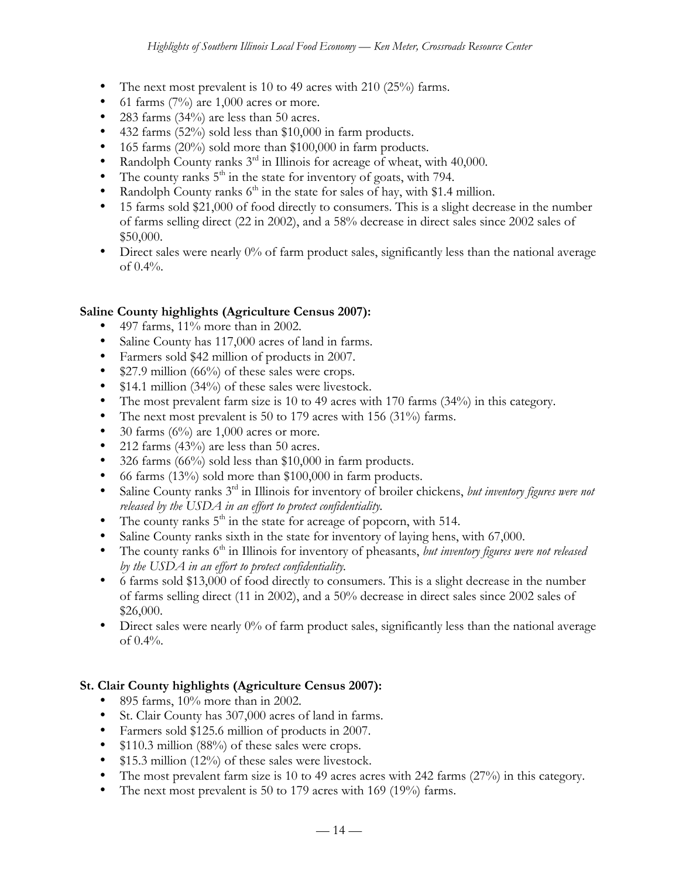- The next most prevalent is 10 to 49 acres with 210 (25%) farms.
- 61 farms (7%) are 1,000 acres or more.
- 283 farms (34%) are less than 50 acres.
- 432 farms (52%) sold less than $10,000 in farm products.
- 165 farms (20%) sold more than $100,000 in farm products.
- Randolph County ranks 3rd in Illinois for acreage of wheat, with 40,000.
- The county ranks 5th in the state for inventory of goats, with 794.
- Randolph County ranks 6th in the state for sales of hay, with $1.4 million.
- 15 farms sold $21,000 of food directly to consumers. This is a slight decrease in the number of farms selling direct (22 in 2002), and a 58% decrease in direct sales since 2002 sales of $50,000.
- Direct sales were nearly 0% of farm product sales, significantly less than the national average of 0.4%.

**Saline County highlights (Agriculture Census 2007):**

- 497 farms, 11% more than in 2002.
- Saline County has 117,000 acres of land in farms.
- Farmers sold $42 million of products in 2007.
- $27.9 million (66%) of these sales were crops.
- $14.1 million (34%) of these sales were livestock.
- The most prevalent farm size is 10 to 49 acres with 170 farms (34%) in this category.
- The next most prevalent is 50 to 179 acres with 156 (31%) farms.
- 30 farms (6%) are 1,000 acres or more.
- 212 farms (43%) are less than 50 acres.
- 326 farms (66%) sold less than $10,000 in farm products.
- 66 farms (13%) sold more than $100,000 in farm products.
- Saline County ranks 3rd in Illinois for inventory of broiler chickens, *but inventory figures were not released by the USDA in an effort to protect confidentiality.*
- The county ranks 5th in the state for acreage of popcorn, with 514.
- Saline County ranks sixth in the state for inventory of laying hens, with 67,000.
- The county ranks 6th in Illinois for inventory of pheasants, *but inventory figures were not released by the USDA in an effort to protect confidentiality.*
- 6 farms sold $13,000 of food directly to consumers. This is a slight decrease in the number of farms selling direct (11 in 2002), and a 50% decrease in direct sales since 2002 sales of $26,000.
- Direct sales were nearly 0% of farm product sales, significantly less than the national average of 0.4%.

**St. Clair County highlights (Agriculture Census 2007):**

- 895 farms, 10% more than in 2002.
- St. Clair County has 307,000 acres of land in farms.
- Farmers sold $125.6 million of products in 2007.
- $110.3 million (88%) of these sales were crops.
- $15.3 million (12%) of these sales were livestock.
- The most prevalent farm size is 10 to 49 acres acres with 242 farms (27%) in this category.
- The next most prevalent is 50 to 179 acres with 169 (19%) farms.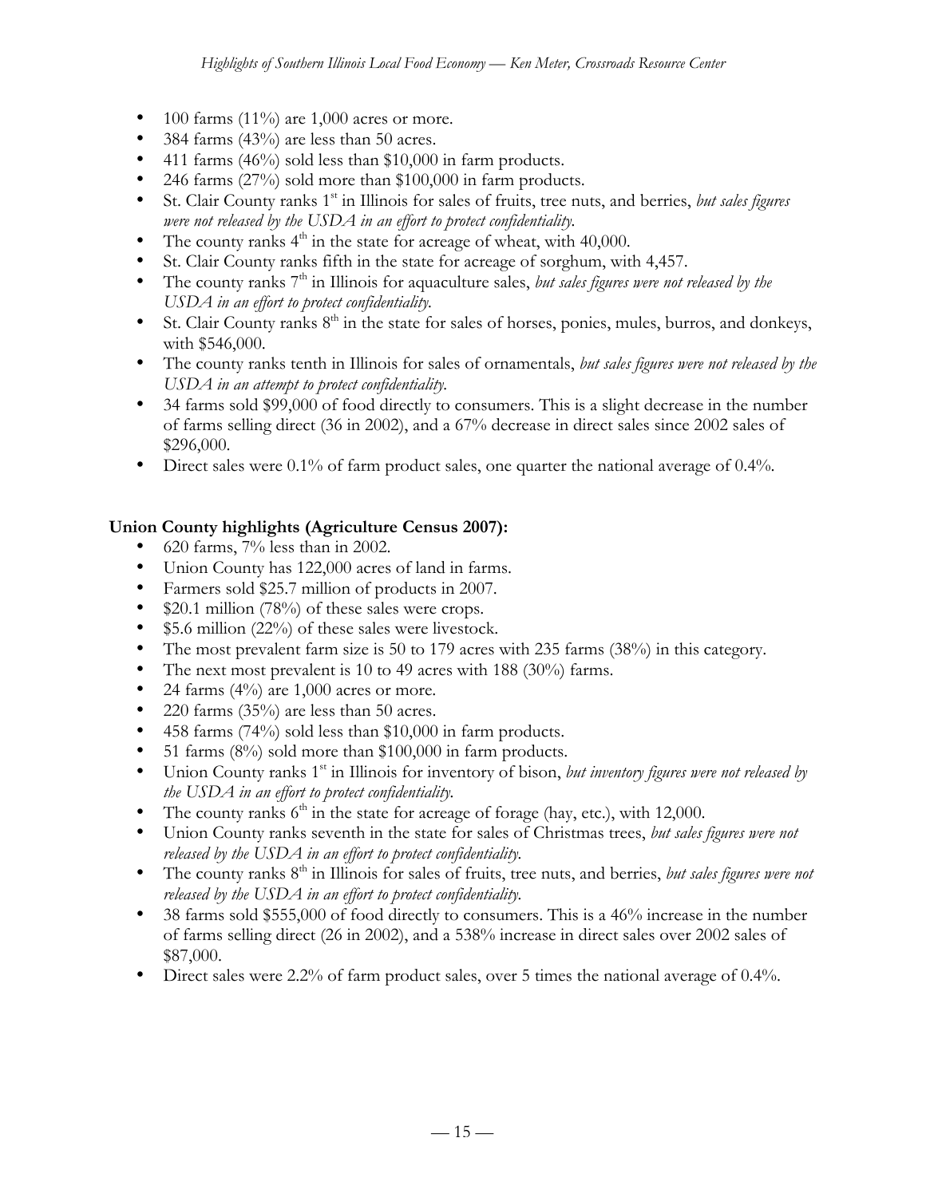- 100 farms (11%) are 1,000 acres or more.
- 384 farms (43%) are less than 50 acres.
- 411 farms (46%) sold less than $10,000 in farm products.
- 246 farms (27%) sold more than $100,000 in farm products.
- St. Clair County ranks 1st in Illinois for sales of fruits, tree nuts, and berries, *but sales figures were not released by the USDA in an effort to protect confidentiality.*
- The county ranks 4th in the state for acreage of wheat, with 40,000.
- St. Clair County ranks fifth in the state for acreage of sorghum, with 4,457.
- The county ranks 7th in Illinois for aquaculture sales, *but sales figures were not released by the USDA in an effort to protect confidentiality.*
- St. Clair County ranks 8th in the state for sales of horses, ponies, mules, burros, and donkeys, with $546,000.
- The county ranks tenth in Illinois for sales of ornamentals, *but sales figures were not released by the USDA in an attempt to protect confidentiality.*
- 34 farms sold $99,000 of food directly to consumers. This is a slight decrease in the number of farms selling direct (36 in 2002), and a 67% decrease in direct sales since 2002 sales of $296,000.
- Direct sales were 0.1% of farm product sales, one quarter the national average of 0.4%.

**Union County highlights (Agriculture Census 2007):**

- 620 farms, 7% less than in 2002.
- Union County has 122,000 acres of land in farms.
- Farmers sold $25.7 million of products in 2007.
- $20.1 million (78%) of these sales were crops.
- $5.6 million (22%) of these sales were livestock.
- The most prevalent farm size is 50 to 179 acres with 235 farms (38%) in this category.
- The next most prevalent is 10 to 49 acres with 188 (30%) farms.
- 24 farms (4%) are 1,000 acres or more.
- 220 farms (35%) are less than 50 acres.
- 458 farms (74%) sold less than $10,000 in farm products.
- 51 farms (8%) sold more than $100,000 in farm products.
- Union County ranks 1st in Illinois for inventory of bison, *but inventory figures were not released by the USDA in an effort to protect confidentiality.*
- The county ranks 6th in the state for acreage of forage (hay, etc.), with 12,000.
- Union County ranks seventh in the state for sales of Christmas trees, *but sales figures were not released by the USDA in an effort to protect confidentiality.*
- The county ranks 8th in Illinois for sales of fruits, tree nuts, and berries, *but sales figures were not released by the USDA in an effort to protect confidentiality.*
- 38 farms sold $555,000 of food directly to consumers. This is a 46% increase in the number of farms selling direct (26 in 2002), and a 538% increase in direct sales over 2002 sales of $87,000.
- Direct sales were 2.2% of farm product sales, over 5 times the national average of 0.4%.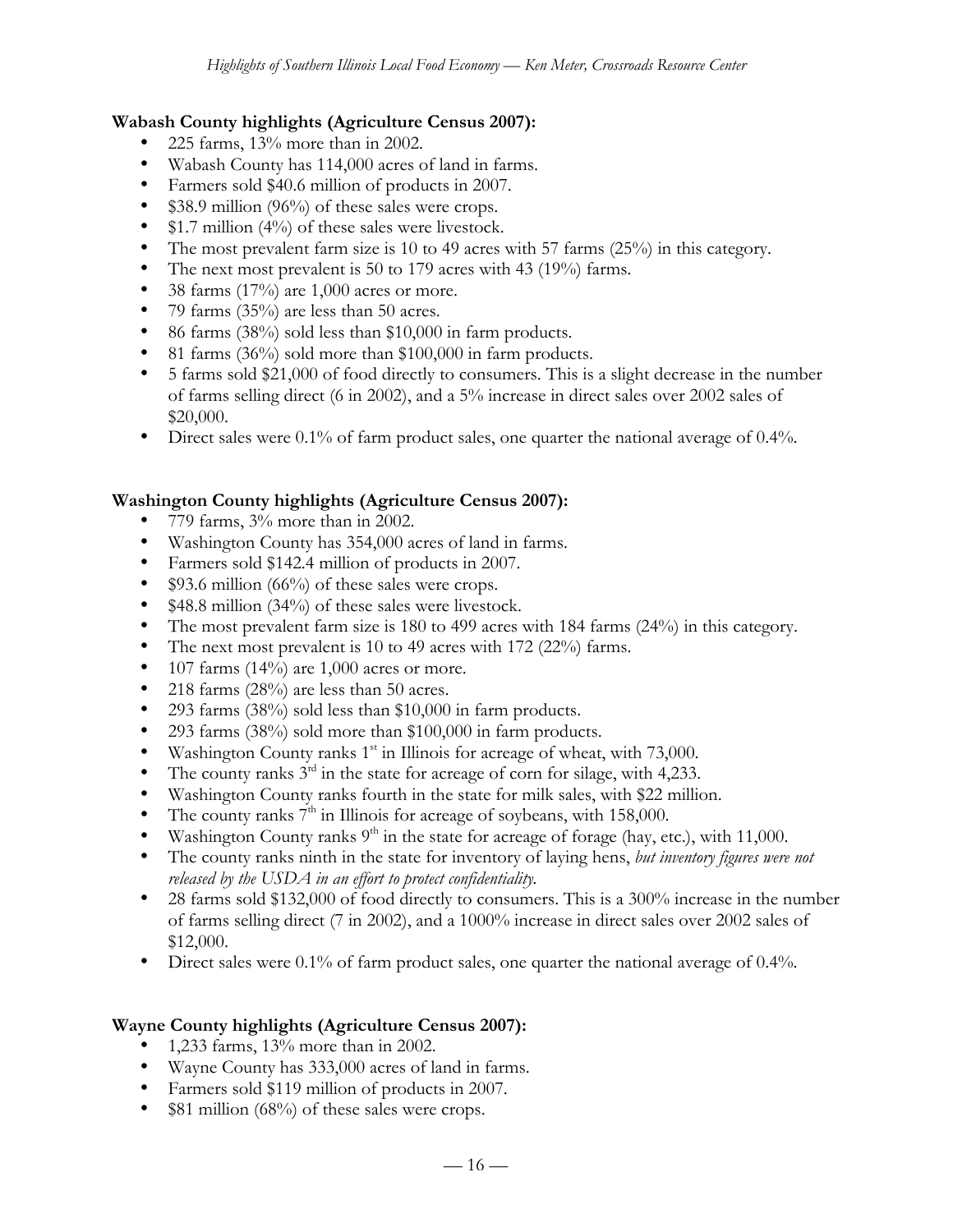**Wabash County highlights (Agriculture Census 2007):**

- 225 farms, 13% more than in 2002.
- Wabash County has 114,000 acres of land in farms.
- Farmers sold $40.6 million of products in 2007.
- $38.9 million (96%) of these sales were crops.
- $1.7 million (4%) of these sales were livestock.
- The most prevalent farm size is 10 to 49 acres with 57 farms (25%) in this category.
- The next most prevalent is 50 to 179 acres with 43 (19%) farms.
- 38 farms (17%) are 1,000 acres or more.
- 79 farms (35%) are less than 50 acres.
- 86 farms (38%) sold less than $10,000 in farm products.
- 81 farms (36%) sold more than $100,000 in farm products.
- 5 farms sold $21,000 of food directly to consumers. This is a slight decrease in the number of farms selling direct (6 in 2002), and a 5% increase in direct sales over 2002 sales of $20,000.
- Direct sales were 0.1% of farm product sales, one quarter the national average of 0.4%.

**Washington County highlights (Agriculture Census 2007):**

- 779 farms, 3% more than in 2002.
- Washington County has 354,000 acres of land in farms.
- Farmers sold $142.4 million of products in 2007.
- $93.6 million (66%) of these sales were crops.
- $48.8 million (34%) of these sales were livestock.
- The most prevalent farm size is 180 to 499 acres with 184 farms (24%) in this category.
- The next most prevalent is 10 to 49 acres with 172 (22%) farms.
- 107 farms (14%) are 1,000 acres or more.
- 218 farms (28%) are less than 50 acres.
- 293 farms (38%) sold less than $10,000 in farm products.
- 293 farms (38%) sold more than $100,000 in farm products.
- Washington County ranks 1st in Illinois for acreage of wheat, with 73,000.
- The county ranks 3rd in the state for acreage of corn for silage, with 4,233.
- Washington County ranks fourth in the state for milk sales, with $22 million.
- The county ranks 7th in Illinois for acreage of soybeans, with 158,000.
- Washington County ranks 9th in the state for acreage of forage (hay, etc.), with 11,000.
- The county ranks ninth in the state for inventory of laying hens, *but inventory figures were not released by the USDA in an effort to protect confidentiality.*
- 28 farms sold $132,000 of food directly to consumers. This is a 300% increase in the number of farms selling direct (7 in 2002), and a 1000% increase in direct sales over 2002 sales of $12,000.
- Direct sales were 0.1% of farm product sales, one quarter the national average of 0.4%.

**Wayne County highlights (Agriculture Census 2007):**

- 1,233 farms, 13% more than in 2002.
- Wayne County has 333,000 acres of land in farms.
- Farmers sold $119 million of products in 2007.
- $81 million (68%) of these sales were crops.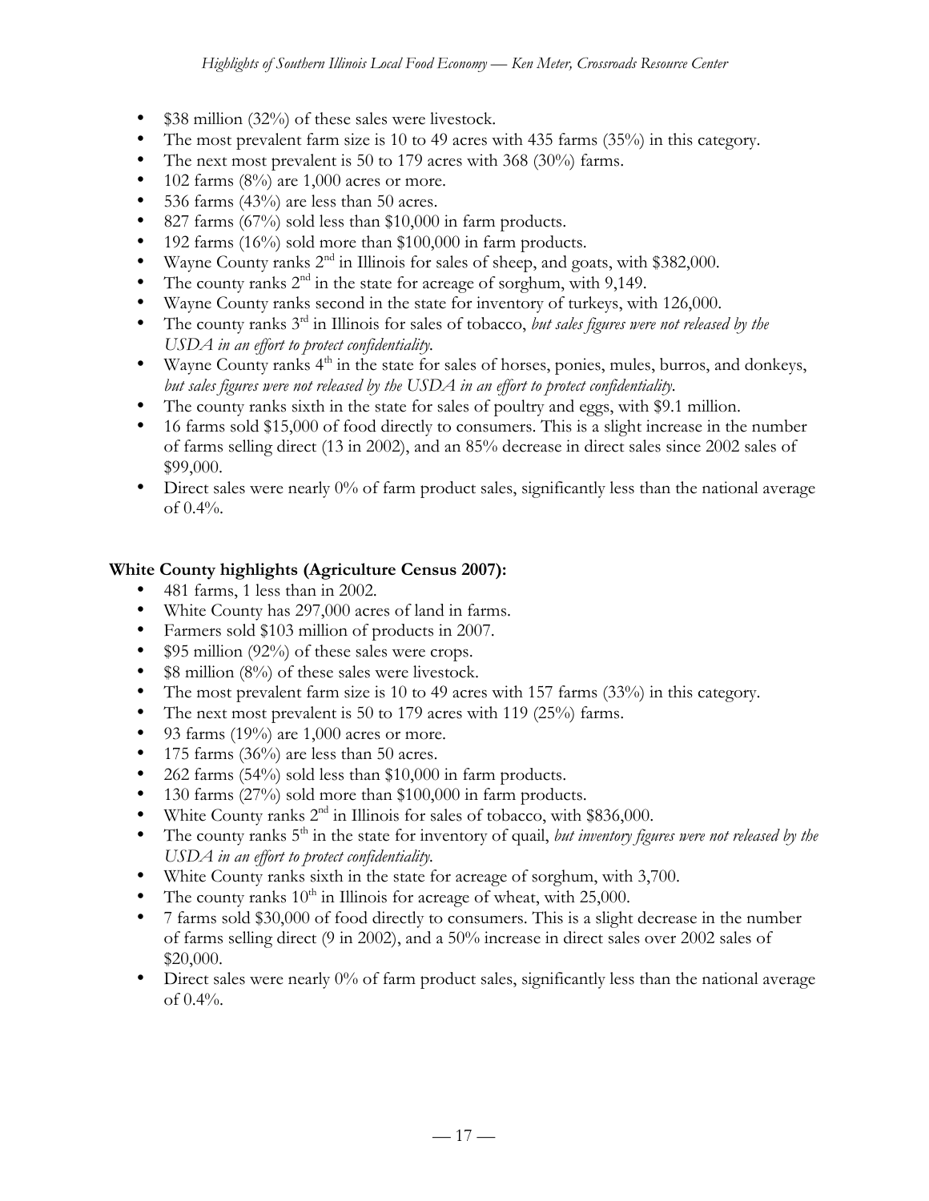- $38 million (32%) of these sales were livestock.
- The most prevalent farm size is 10 to 49 acres with 435 farms (35%) in this category.
- The next most prevalent is 50 to 179 acres with 368 (30%) farms.
- 102 farms (8%) are 1,000 acres or more.
- 536 farms (43%) are less than 50 acres.
- 827 farms (67%) sold less than $10,000 in farm products.
- 192 farms (16%) sold more than $100,000 in farm products.
- Wayne County ranks 2nd in Illinois for sales of sheep, and goats, with $382,000.
- The county ranks 2nd in the state for acreage of sorghum, with 9,149.
- Wayne County ranks second in the state for inventory of turkeys, with 126,000.
- The county ranks 3rd in Illinois for sales of tobacco, *but sales figures were not released by the USDA in an effort to protect confidentiality.*
- Wayne County ranks 4th in the state for sales of horses, ponies, mules, burros, and donkeys, *but sales figures were not released by the USDA in an effort to protect confidentiality.*
- The county ranks sixth in the state for sales of poultry and eggs, with $9.1 million.
- 16 farms sold $15,000 of food directly to consumers. This is a slight increase in the number of farms selling direct (13 in 2002), and an 85% decrease in direct sales since 2002 sales of $99,000.
- Direct sales were nearly 0% of farm product sales, significantly less than the national average of 0.4%.

**White County highlights (Agriculture Census 2007):**

- 481 farms, 1 less than in 2002.
- White County has 297,000 acres of land in farms.
- Farmers sold $103 million of products in 2007.
- $95 million (92%) of these sales were crops.
- $8 million (8%) of these sales were livestock.
- The most prevalent farm size is 10 to 49 acres with 157 farms (33%) in this category.
- The next most prevalent is 50 to 179 acres with 119 (25%) farms.
- 93 farms (19%) are 1,000 acres or more.
- 175 farms (36%) are less than 50 acres.
- 262 farms (54%) sold less than $10,000 in farm products.
- 130 farms (27%) sold more than $100,000 in farm products.
- White County ranks 2nd in Illinois for sales of tobacco, with $836,000.
- The county ranks 5th in the state for inventory of quail, *but inventory figures were not released by the USDA in an effort to protect confidentiality.*
- White County ranks sixth in the state for acreage of sorghum, with 3,700.
- The county ranks 10th in Illinois for acreage of wheat, with 25,000.
- 7 farms sold $30,000 of food directly to consumers. This is a slight decrease in the number of farms selling direct (9 in 2002), and a 50% increase in direct sales over 2002 sales of $20,000.
- Direct sales were nearly 0% of farm product sales, significantly less than the national average of 0.4%.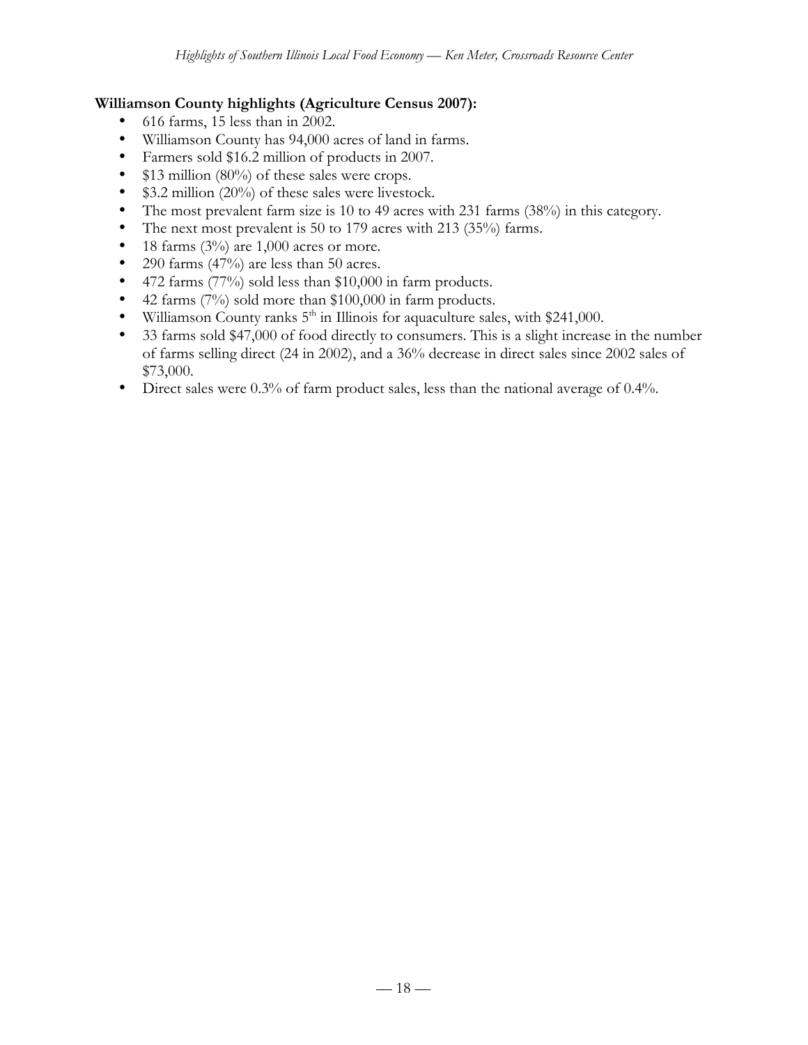**Williamson County highlights (Agriculture Census 2007):**

- 616 farms, 15 less than in 2002.
- Williamson County has 94,000 acres of land in farms.
- Farmers sold $16.2 million of products in 2007.
- $13 million (80%) of these sales were crops.
- $3.2 million (20%) of these sales were livestock.
- The most prevalent farm size is 10 to 49 acres with 231 farms (38%) in this category.
- The next most prevalent is 50 to 179 acres with 213 (35%) farms.
- 18 farms (3%) are 1,000 acres or more.
- 290 farms (47%) are less than 50 acres.
- 472 farms (77%) sold less than $10,000 in farm products.
- 42 farms (7%) sold more than $100,000 in farm products.
- Williamson County ranks 5th in Illinois for aquaculture sales, with $241,000.
- 33 farms sold $47,000 of food directly to consumers. This is a slight increase in the number of farms selling direct (24 in 2002), and a 36% decrease in direct sales since 2002 sales of $73,000.
- Direct sales were 0.3% of farm product sales, less than the national average of 0.4%.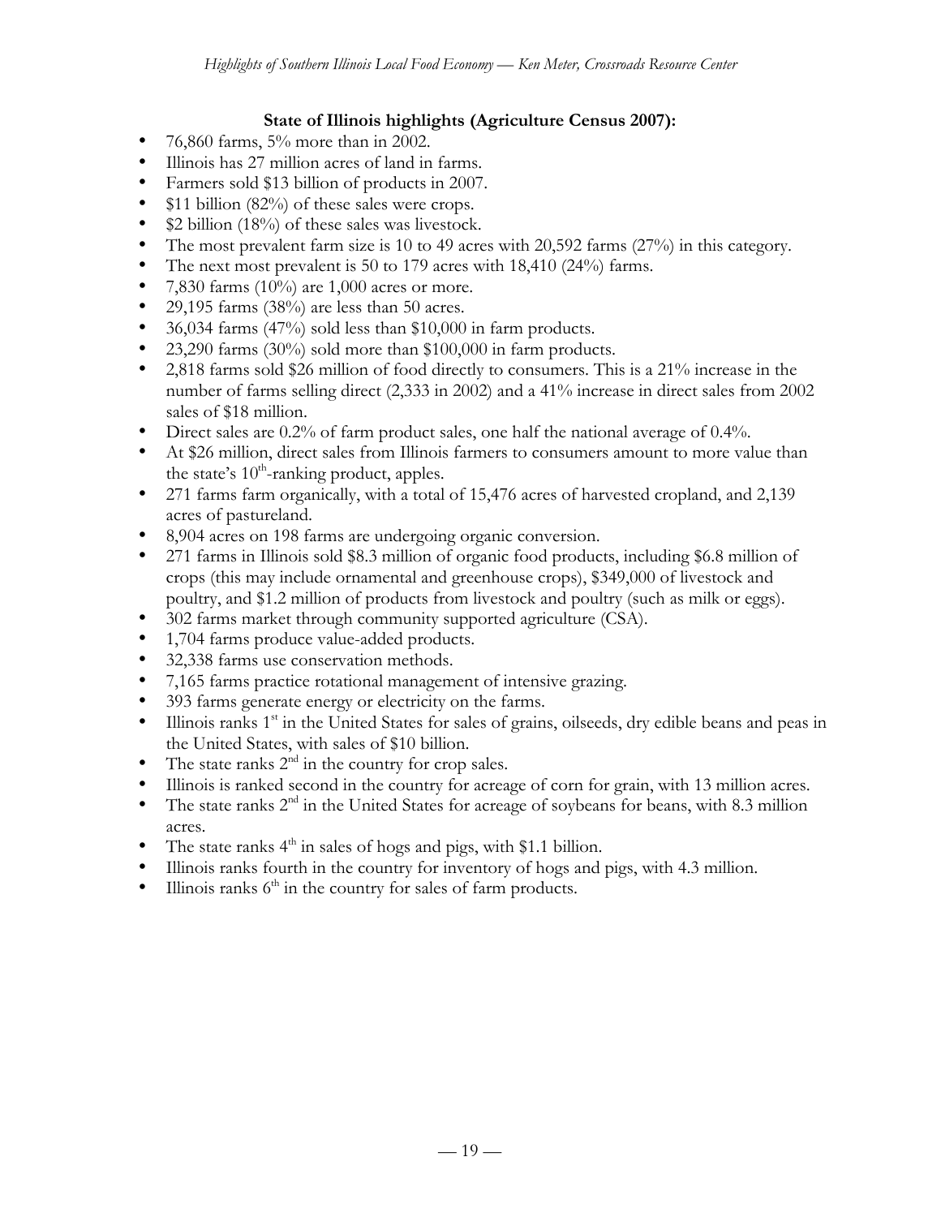### State of Illinois highlights (Agriculture Census 2007):

- 76,860 farms, 5% more than in 2002.
- Illinois has 27 million acres of land in farms.
- Farmers sold $13 billion of products in 2007.
- $11 billion (82%) of these sales were crops.
- $2 billion (18%) of these sales was livestock.
- The most prevalent farm size is 10 to 49 acres with 20,592 farms (27%) in this category.
- The next most prevalent is 50 to 179 acres with 18,410 (24%) farms.
- 7,830 farms (10%) are 1,000 acres or more.
- 29,195 farms (38%) are less than 50 acres.
- 36,034 farms (47%) sold less than $10,000 in farm products.
- 23,290 farms (30%) sold more than $100,000 in farm products.
- 2,818 farms sold $26 million of food directly to consumers. This is a 21% increase in the number of farms selling direct (2,333 in 2002) and a 41% increase in direct sales from 2002 sales of $18 million.
- Direct sales are 0.2% of farm product sales, one half the national average of 0.4%.
- At $26 million, direct sales from Illinois farmers to consumers amount to more value than the state's 10th-ranking product, apples.
- 271 farms farm organically, with a total of 15,476 acres of harvested cropland, and 2,139 acres of pastureland.
- 8,904 acres on 198 farms are undergoing organic conversion.
- 271 farms in Illinois sold $8.3 million of organic food products, including $6.8 million of crops (this may include ornamental and greenhouse crops), $349,000 of livestock and poultry, and $1.2 million of products from livestock and poultry (such as milk or eggs).
- 302 farms market through community supported agriculture (CSA).
- 1,704 farms produce value-added products.
- 32,338 farms use conservation methods.
- 7,165 farms practice rotational management of intensive grazing.
- 393 farms generate energy or electricity on the farms.
- Illinois ranks 1st in the United States for sales of grains, oilseeds, dry edible beans and peas in the United States, with sales of $10 billion.
- The state ranks 2nd in the country for crop sales.
- Illinois is ranked second in the country for acreage of corn for grain, with 13 million acres.
- The state ranks 2nd in the United States for acreage of soybeans for beans, with 8.3 million acres.
- The state ranks 4th in sales of hogs and pigs, with $1.1 billion.
- Illinois ranks fourth in the country for inventory of hogs and pigs, with 4.3 million.
- Illinois ranks 6th in the country for sales of farm products.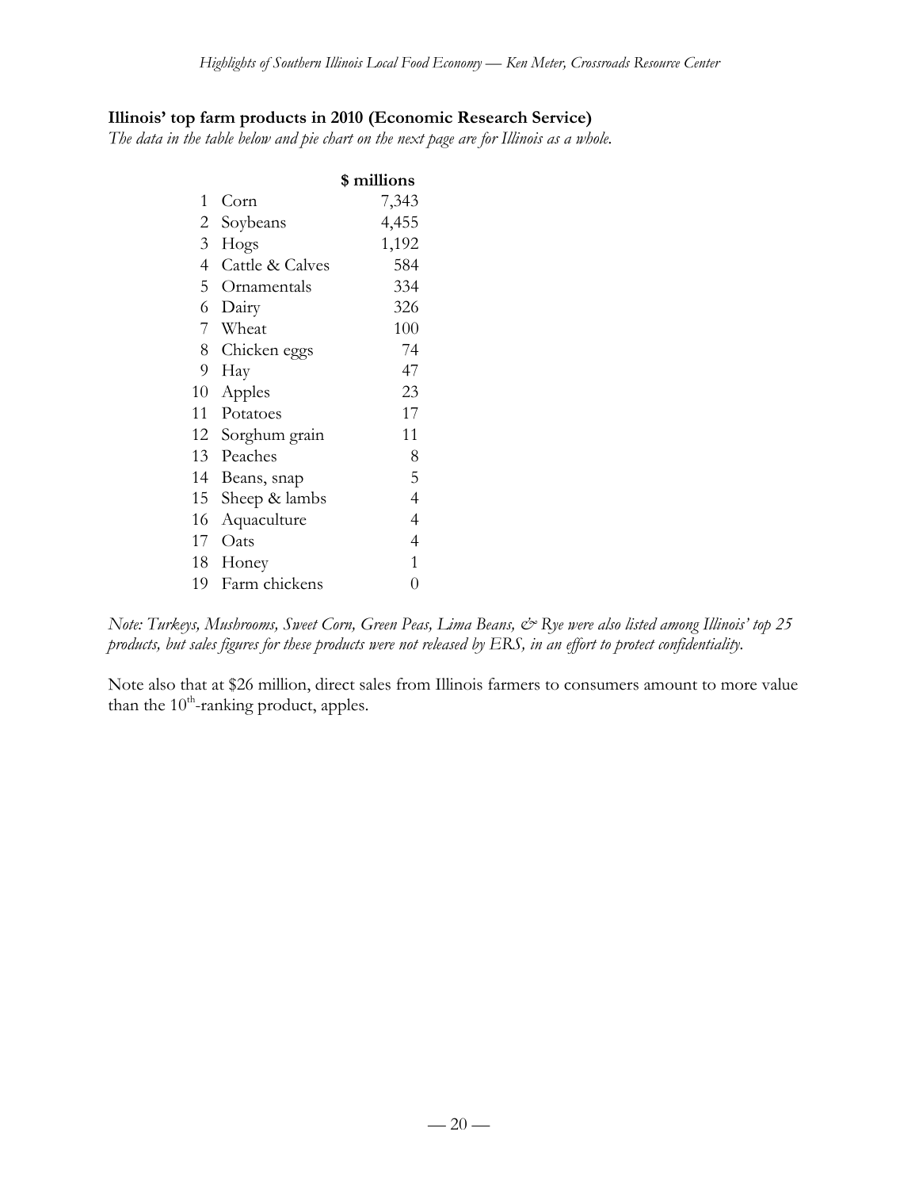**Illinois' top farm products in 2010 (Economic Research Service)**

*The data in the table below and pie chart on the next page are for Illinois as a whole.*

| | | $ millions |
|---|---|---|
| 1 | Corn | 7,343 |
| 2 | Soybeans | 4,455 |
| 3 | Hogs | 1,192 |
| 4 | Cattle & Calves | 584 |
| 5 | Ornamentals | 334 |
| 6 | Dairy | 326 |
| 7 | Wheat | 100 |
| 8 | Chicken eggs | 74 |
| 9 | Hay | 47 |
| 10 | Apples | 23 |
| 11 | Potatoes | 17 |
| 12 | Sorghum grain | 11 |
| 13 | Peaches | 8 |
| 14 | Beans, snap | 5 |
| 15 | Sheep & lambs | 4 |
| 16 | Aquaculture | 4 |
| 17 | Oats | 4 |
| 18 | Honey | 1 |
| 19 | Farm chickens | 0 |

*Note: Turkeys, Mushrooms, Sweet Corn, Green Peas, Lima Beans, & Rye were also listed among Illinois' top 25 products, but sales figures for these products were not released by ERS, in an effort to protect confidentiality.*

Note also that at $26 million, direct sales from Illinois farmers to consumers amount to more value than the 10th-ranking product, apples.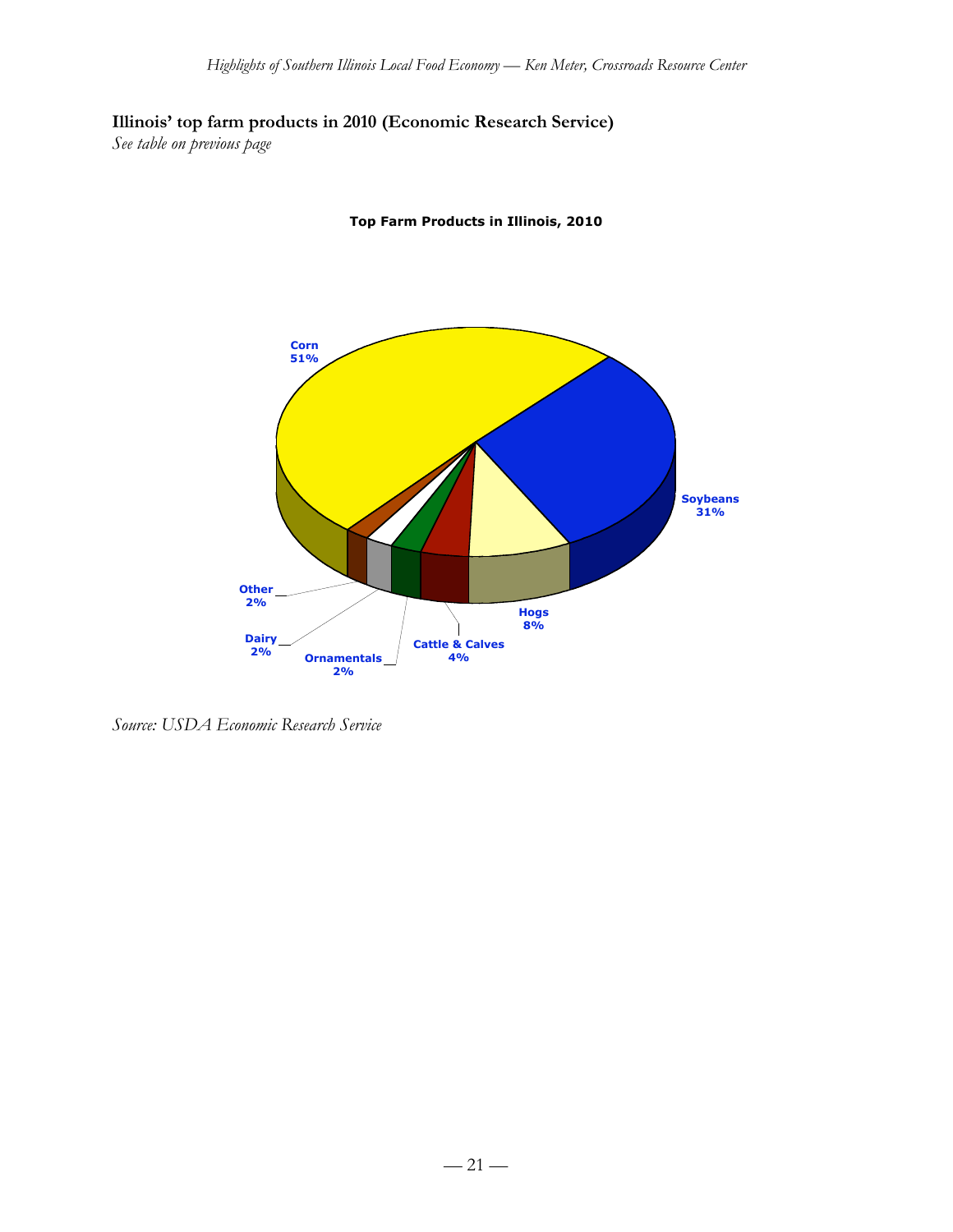**Illinois' top farm products in 2010 (Economic Research Service)**

*See table on previous page*

**Top Farm Products in Illinois, 2010**

Corn 51%

Soybeans 31%

Hogs 8%

Cattle & Calves 4%

Ornamentals 2%

Dairy 2%

Other 2%

*Source: USDA Economic Research Service*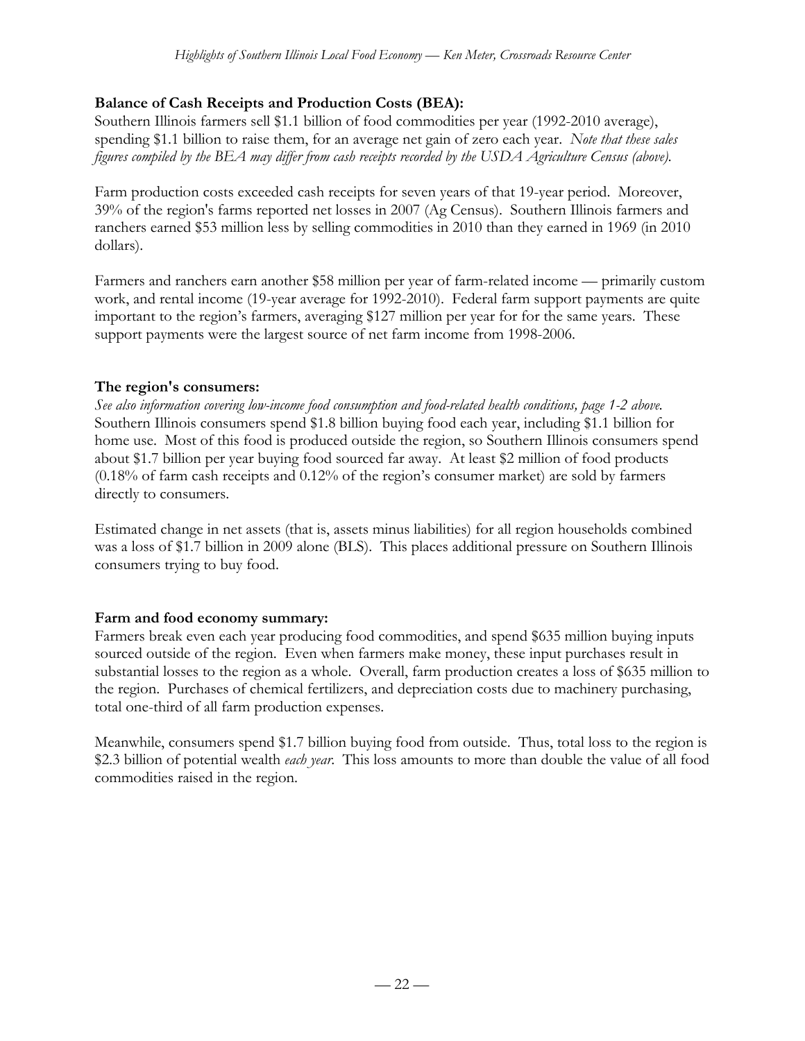**Balance of Cash Receipts and Production Costs (BEA):**
Southern Illinois farmers sell $1.1 billion of food commodities per year (1992-2010 average), spending $1.1 billion to raise them, for an average net gain of zero each year. *Note that these sales figures compiled by the BEA may differ from cash receipts recorded by the USDA Agriculture Census (above).*

Farm production costs exceeded cash receipts for seven years of that 19-year period. Moreover, 39% of the region's farms reported net losses in 2007 (Ag Census). Southern Illinois farmers and ranchers earned $53 million less by selling commodities in 2010 than they earned in 1969 (in 2010 dollars).

Farmers and ranchers earn another $58 million per year of farm-related income — primarily custom work, and rental income (19-year average for 1992-2010). Federal farm support payments are quite important to the region's farmers, averaging $127 million per year for for the same years. These support payments were the largest source of net farm income from 1998-2006.

**The region's consumers:**
*See also information covering low-income food consumption and food-related health conditions, page 1-2 above.*
Southern Illinois consumers spend $1.8 billion buying food each year, including $1.1 billion for home use. Most of this food is produced outside the region, so Southern Illinois consumers spend about $1.7 billion per year buying food sourced far away. At least $2 million of food products (0.18% of farm cash receipts and 0.12% of the region's consumer market) are sold by farmers directly to consumers.

Estimated change in net assets (that is, assets minus liabilities) for all region households combined was a loss of $1.7 billion in 2009 alone (BLS). This places additional pressure on Southern Illinois consumers trying to buy food.

**Farm and food economy summary:**
Farmers break even each year producing food commodities, and spend $635 million buying inputs sourced outside of the region. Even when farmers make money, these input purchases result in substantial losses to the region as a whole. Overall, farm production creates a loss of $635 million to the region. Purchases of chemical fertilizers, and depreciation costs due to machinery purchasing, total one-third of all farm production expenses.

Meanwhile, consumers spend $1.7 billion buying food from outside. Thus, total loss to the region is $2.3 billion of potential wealth *each year*. This loss amounts to more than double the value of all food commodities raised in the region.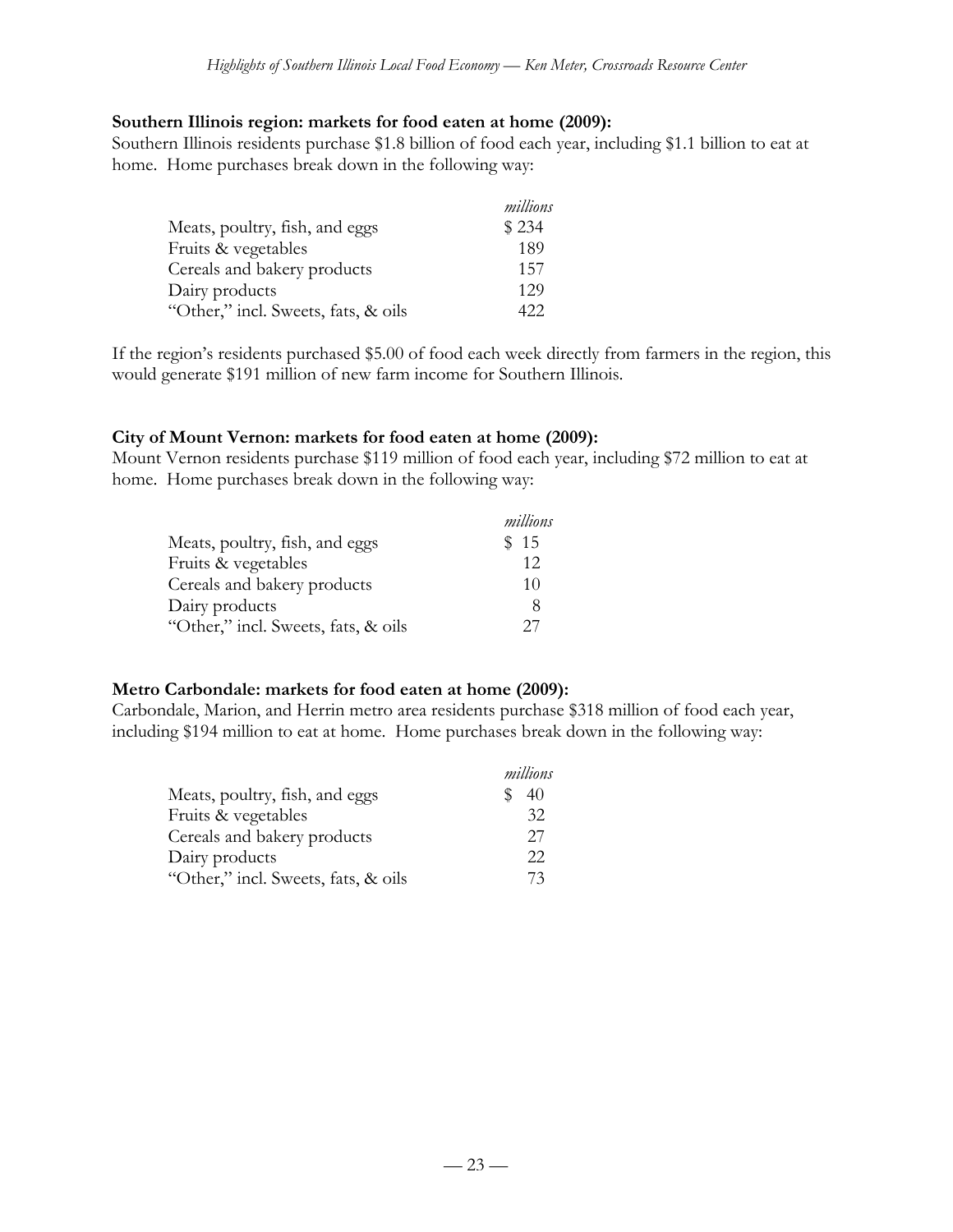**Southern Illinois region: markets for food eaten at home (2009):**

Southern Illinois residents purchase $1.8 billion of food each year, including $1.1 billion to eat at home. Home purchases break down in the following way:

| | *millions* |
|---|---|
| Meats, poultry, fish, and eggs | $ 234 |
| Fruits & vegetables | 189 |
| Cereals and bakery products | 157 |
| Dairy products | 129 |
| "Other," incl. Sweets, fats, & oils | 422 |

If the region's residents purchased $5.00 of food each week directly from farmers in the region, this would generate $191 million of new farm income for Southern Illinois.

**City of Mount Vernon: markets for food eaten at home (2009):**

Mount Vernon residents purchase $119 million of food each year, including $72 million to eat at home. Home purchases break down in the following way:

| | *millions* |
|---|---|
| Meats, poultry, fish, and eggs | $ 15 |
| Fruits & vegetables | 12 |
| Cereals and bakery products | 10 |
| Dairy products | 8 |
| "Other," incl. Sweets, fats, & oils | 27 |

**Metro Carbondale: markets for food eaten at home (2009):**

Carbondale, Marion, and Herrin metro area residents purchase $318 million of food each year, including $194 million to eat at home. Home purchases break down in the following way:

| | *millions* |
|---|---|
| Meats, poultry, fish, and eggs | $ 40 |
| Fruits & vegetables | 32 |
| Cereals and bakery products | 27 |
| Dairy products | 22 |
| "Other," incl. Sweets, fats, & oils | 73 |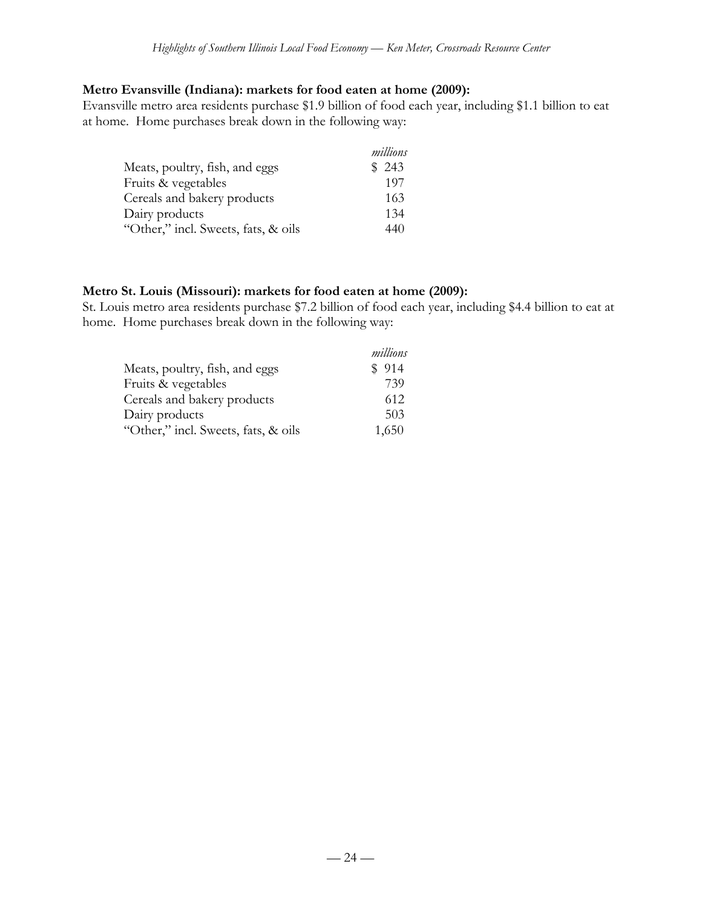**Metro Evansville (Indiana): markets for food eaten at home (2009):**

Evansville metro area residents purchase $1.9 billion of food each year, including $1.1 billion to eat at home. Home purchases break down in the following way:

| | *millions* |
|---|---|
| Meats, poultry, fish, and eggs | $ 243 |
| Fruits & vegetables | 197 |
| Cereals and bakery products | 163 |
| Dairy products | 134 |
| "Other," incl. Sweets, fats, & oils | 440 |

**Metro St. Louis (Missouri): markets for food eaten at home (2009):**

St. Louis metro area residents purchase $7.2 billion of food each year, including $4.4 billion to eat at home. Home purchases break down in the following way:

| | *millions* |
|---|---|
| Meats, poultry, fish, and eggs | $ 914 |
| Fruits & vegetables | 739 |
| Cereals and bakery products | 612 |
| Dairy products | 503 |
| "Other," incl. Sweets, fats, & oils | 1,650 |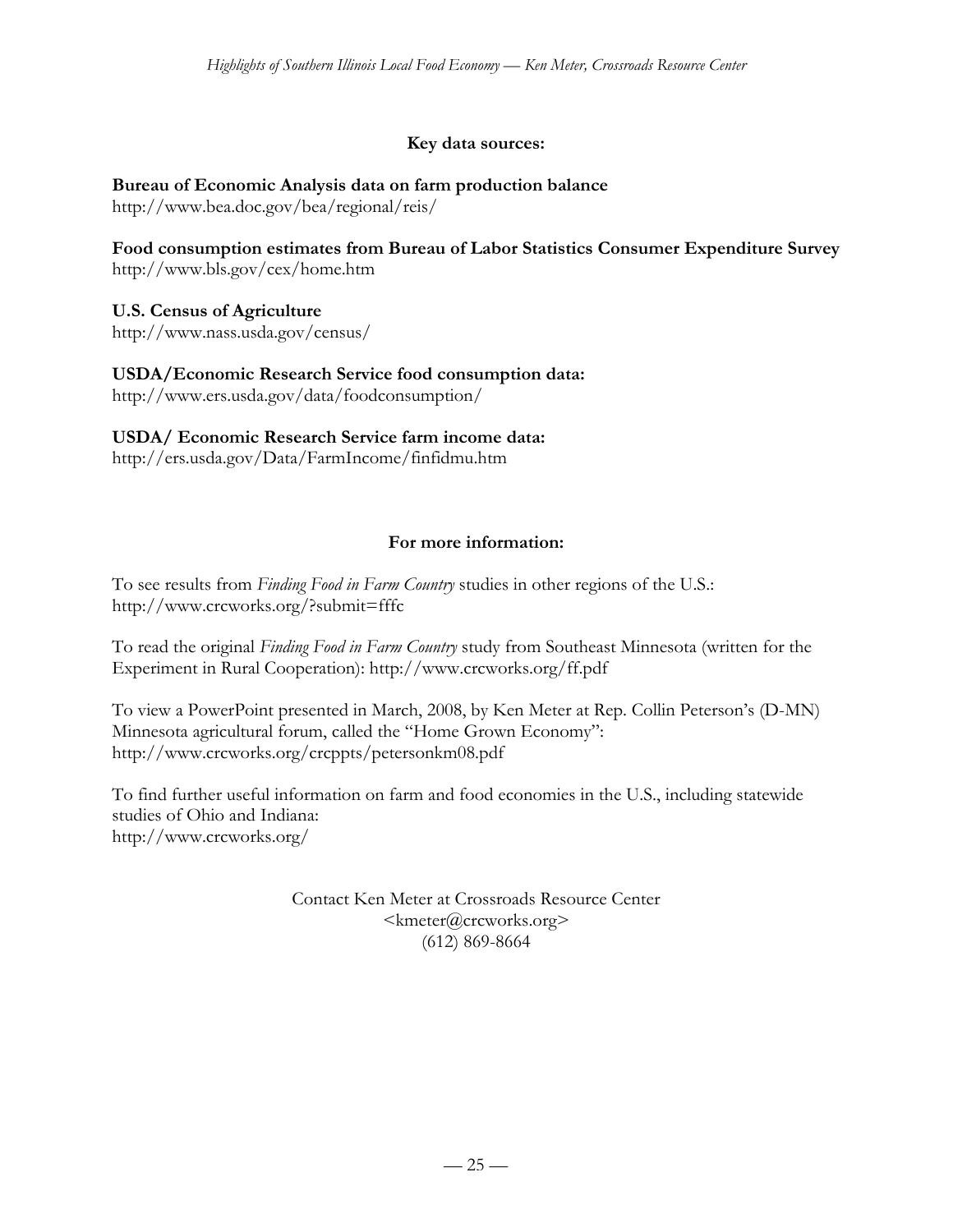**Key data sources:**

**Bureau of Economic Analysis data on farm production balance**
http://www.bea.doc.gov/bea/regional/reis/

**Food consumption estimates from Bureau of Labor Statistics Consumer Expenditure Survey**
http://www.bls.gov/cex/home.htm

**U.S. Census of Agriculture**
http://www.nass.usda.gov/census/

**USDA/Economic Research Service food consumption data:**
http://www.ers.usda.gov/data/foodconsumption/

**USDA/ Economic Research Service farm income data:**
http://ers.usda.gov/Data/FarmIncome/finfidmu.htm

**For more information:**

To see results from *Finding Food in Farm Country* studies in other regions of the U.S.: http://www.crcworks.org/?submit=fffc

To read the original *Finding Food in Farm Country* study from Southeast Minnesota (written for the Experiment in Rural Cooperation): http://www.crcworks.org/ff.pdf

To view a PowerPoint presented in March, 2008, by Ken Meter at Rep. Collin Peterson's (D-MN) Minnesota agricultural forum, called the "Home Grown Economy": http://www.crcworks.org/crcppts/petersonkm08.pdf

To find further useful information on farm and food economies in the U.S., including statewide studies of Ohio and Indiana:
http://www.crcworks.org/

Contact Ken Meter at Crossroads Resource Center
<kmeter@crcworks.org>
(612) 869-8664